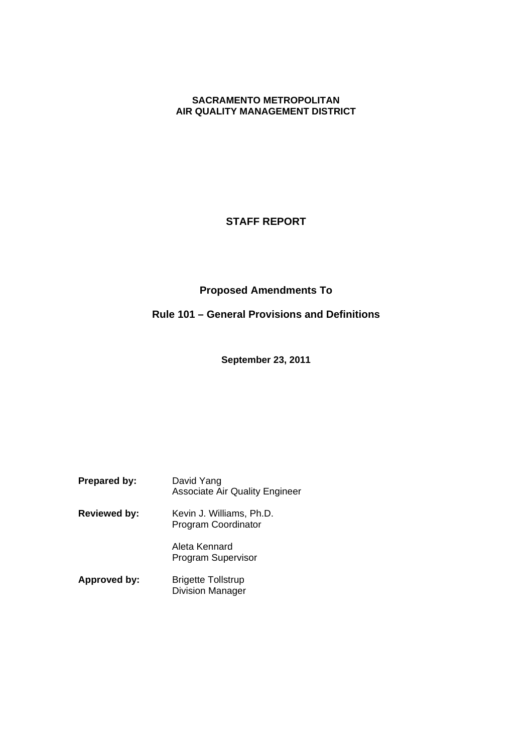**SACRAMENTO METROPOLITAN**
**AIR QUALITY MANAGEMENT DISTRICT**

# STAFF REPORT

## Proposed Amendments To

## Rule 101 – General Provisions and Definitions

**September 23, 2011**

| | |
|---|---|
| **Prepared by:** | David Yang<br>Associate Air Quality Engineer |
| **Reviewed by:** | Kevin J. Williams, Ph.D.<br>Program Coordinator |
| | Aleta Kennard<br>Program Supervisor |
| **Approved by:** | Brigette Tollstrup<br>Division Manager |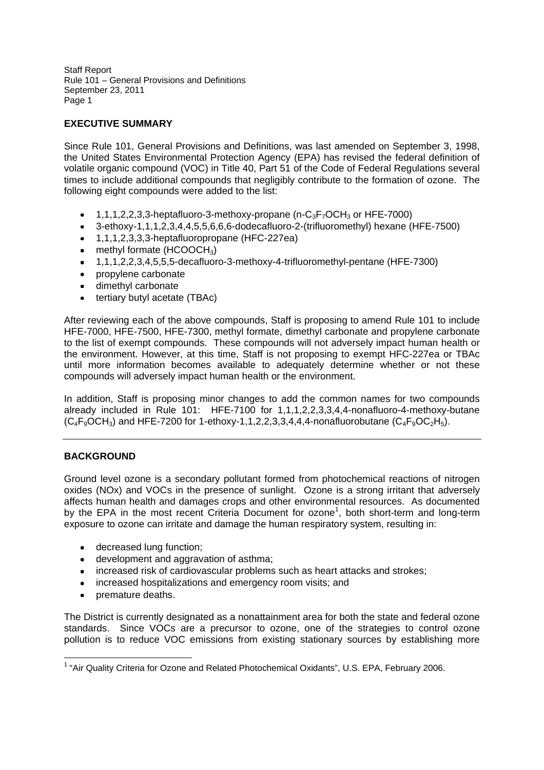## EXECUTIVE SUMMARY

Since Rule 101, General Provisions and Definitions, was last amended on September 3, 1998, the United States Environmental Protection Agency (EPA) has revised the federal definition of volatile organic compound (VOC) in Title 40, Part 51 of the Code of Federal Regulations several times to include additional compounds that negligibly contribute to the formation of ozone. The following eight compounds were added to the list:

- 1,1,1,2,2,3,3-heptafluoro-3-methoxy-propane (n-$C_3F_7OCH_3$ or HFE-7000)
- 3-ethoxy-1,1,1,2,3,4,4,5,5,6,6,6-dodecafluoro-2-(trifluoromethyl) hexane (HFE-7500)
- 1,1,1,2,3,3,3-heptafluoropropane (HFC-227ea)
- methyl formate ($HCOOCH_3$)
- 1,1,1,2,2,3,4,5,5,5-decafluoro-3-methoxy-4-trifluoromethyl-pentane (HFE-7300)
- propylene carbonate
- dimethyl carbonate
- tertiary butyl acetate (TBAc)

After reviewing each of the above compounds, Staff is proposing to amend Rule 101 to include HFE-7000, HFE-7500, HFE-7300, methyl formate, dimethyl carbonate and propylene carbonate to the list of exempt compounds. These compounds will not adversely impact human health or the environment. However, at this time, Staff is not proposing to exempt HFC-227ea or TBAc until more information becomes available to adequately determine whether or not these compounds will adversely impact human health or the environment.

In addition, Staff is proposing minor changes to add the common names for two compounds already included in Rule 101: HFE-7100 for 1,1,1,2,2,3,3,4,4-nonafluoro-4-methoxy-butane ($C_4F_9OCH_3$) and HFE-7200 for 1-ethoxy-1,1,2,2,3,3,4,4,4-nonafluorobutane ($C_4F_9OC_2H_5$).

---

## BACKGROUND

Ground level ozone is a secondary pollutant formed from photochemical reactions of nitrogen oxides (NOx) and VOCs in the presence of sunlight. Ozone is a strong irritant that adversely affects human health and damages crops and other environmental resources. As documented by the EPA in the most recent Criteria Document for ozone[1], both short-term and long-term exposure to ozone can irritate and damage the human respiratory system, resulting in:

- decreased lung function;
- development and aggravation of asthma;
- increased risk of cardiovascular problems such as heart attacks and strokes;
- increased hospitalizations and emergency room visits; and
- premature deaths.

The District is currently designated as a nonattainment area for both the state and federal ozone standards. Since VOCs are a precursor to ozone, one of the strategies to control ozone pollution is to reduce VOC emissions from existing stationary sources by establishing more

[1] "Air Quality Criteria for Ozone and Related Photochemical Oxidants", U.S. EPA, February 2006.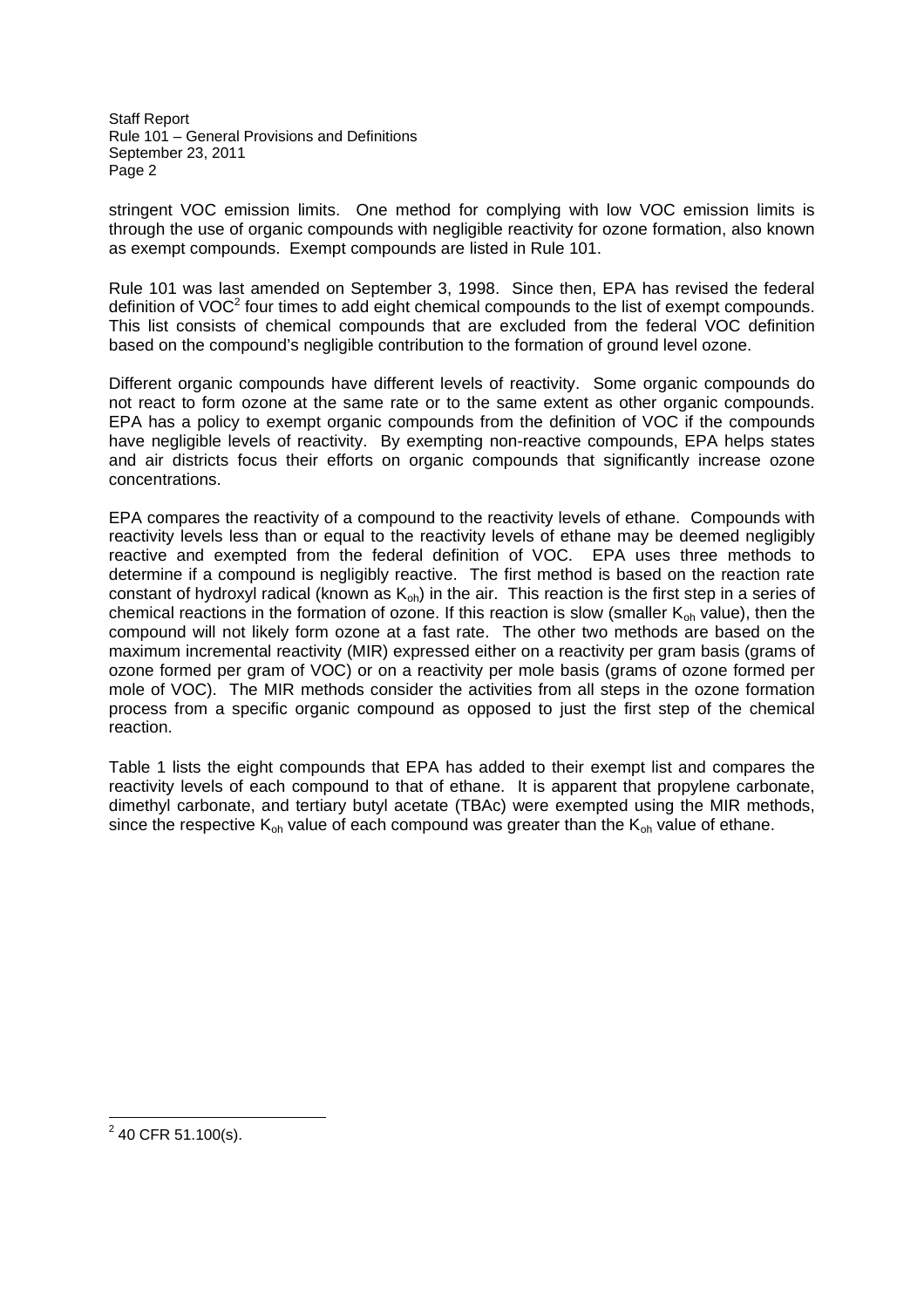stringent VOC emission limits. One method for complying with low VOC emission limits is through the use of organic compounds with negligible reactivity for ozone formation, also known as exempt compounds. Exempt compounds are listed in Rule 101.

Rule 101 was last amended on September 3, 1998. Since then, EPA has revised the federal definition of VOC[2] four times to add eight chemical compounds to the list of exempt compounds. This list consists of chemical compounds that are excluded from the federal VOC definition based on the compound's negligible contribution to the formation of ground level ozone.

Different organic compounds have different levels of reactivity. Some organic compounds do not react to form ozone at the same rate or to the same extent as other organic compounds. EPA has a policy to exempt organic compounds from the definition of VOC if the compounds have negligible levels of reactivity. By exempting non-reactive compounds, EPA helps states and air districts focus their efforts on organic compounds that significantly increase ozone concentrations.

EPA compares the reactivity of a compound to the reactivity levels of ethane. Compounds with reactivity levels less than or equal to the reactivity levels of ethane may be deemed negligibly reactive and exempted from the federal definition of VOC. EPA uses three methods to determine if a compound is negligibly reactive. The first method is based on the reaction rate constant of hydroxyl radical (known as $K_{oh}$) in the air. This reaction is the first step in a series of chemical reactions in the formation of ozone. If this reaction is slow (smaller $K_{oh}$ value), then the compound will not likely form ozone at a fast rate. The other two methods are based on the maximum incremental reactivity (MIR) expressed either on a reactivity per gram basis (grams of ozone formed per gram of VOC) or on a reactivity per mole basis (grams of ozone formed per mole of VOC). The MIR methods consider the activities from all steps in the ozone formation process from a specific organic compound as opposed to just the first step of the chemical reaction.

Table 1 lists the eight compounds that EPA has added to their exempt list and compares the reactivity levels of each compound to that of ethane. It is apparent that propylene carbonate, dimethyl carbonate, and tertiary butyl acetate (TBAc) were exempted using the MIR methods, since the respective $K_{oh}$ value of each compound was greater than the $K_{oh}$ value of ethane.

[2] 40 CFR 51.100(s).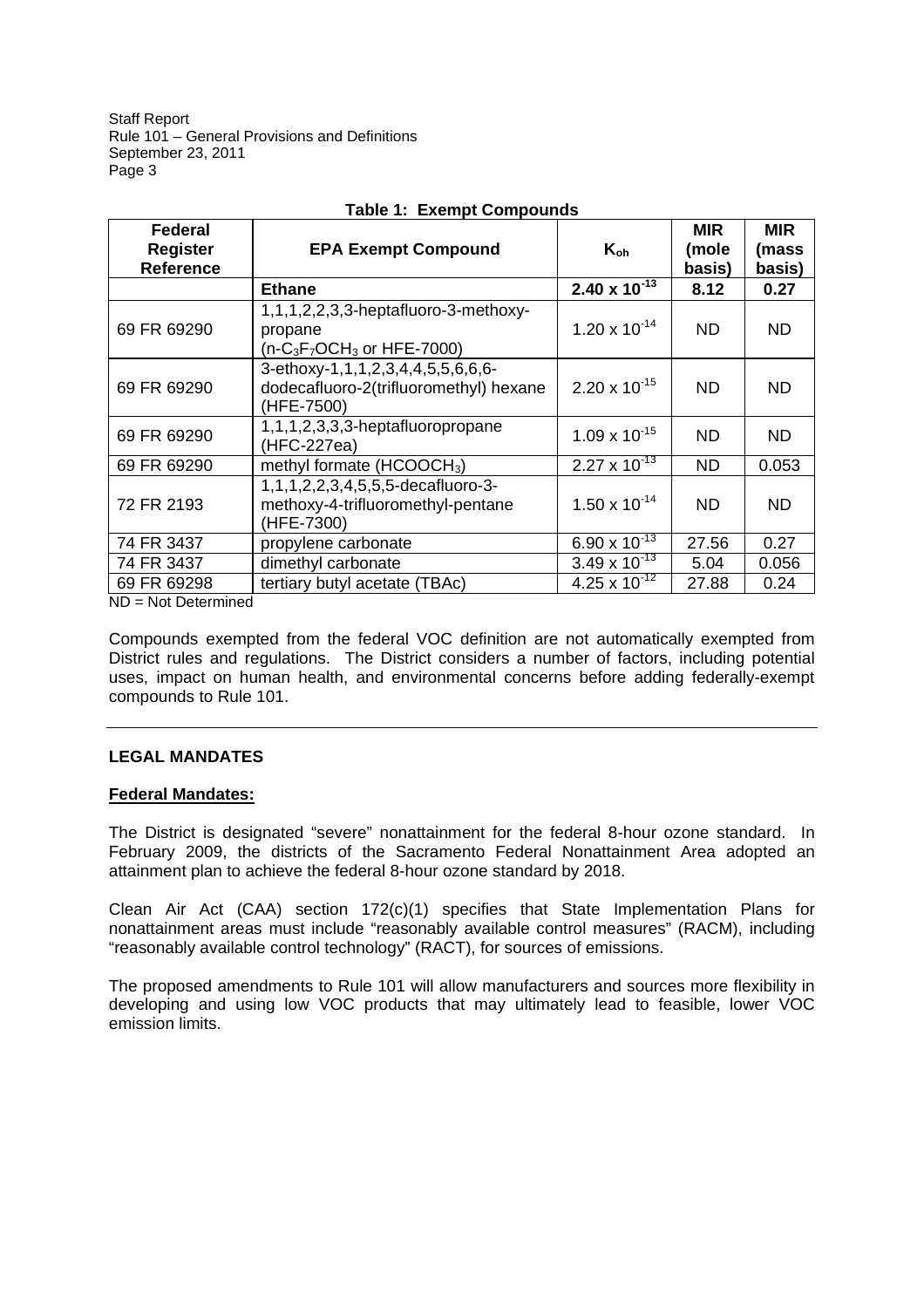**Table 1: Exempt Compounds**

| Federal Register Reference | EPA Exempt Compound | $K_{oh}$ | MIR (mole basis) | MIR (mass basis) |
|---|---|---|---|---|
| | **Ethane** | **$2.40 \times 10^{-13}$** | **8.12** | **0.27** |
| 69 FR 69290 | 1,1,1,2,2,3,3-heptafluoro-3-methoxy-propane ($n\text{-}C_3F_7OCH_3$ or HFE-7000) | $1.20 \times 10^{-14}$ | ND | ND |
| 69 FR 69290 | 3-ethoxy-1,1,1,2,3,4,4,5,5,6,6,6-dodecafluoro-2(trifluoromethyl) hexane (HFE-7500) | $2.20 \times 10^{-15}$ | ND | ND |
| 69 FR 69290 | 1,1,1,2,3,3,3-heptafluoropropane (HFC-227ea) | $1.09 \times 10^{-15}$ | ND | ND |
| 69 FR 69290 | methyl formate ($HCOOCH_3$) | $2.27 \times 10^{-13}$ | ND | 0.053 |
| 72 FR 2193 | 1,1,1,2,2,3,4,5,5,5-decafluoro-3-methoxy-4-trifluoromethyl-pentane (HFE-7300) | $1.50 \times 10^{-14}$ | ND | ND |
| 74 FR 3437 | propylene carbonate | $6.90 \times 10^{-13}$ | 27.56 | 0.27 |
| 74 FR 3437 | dimethyl carbonate | $3.49 \times 10^{-13}$ | 5.04 | 0.056 |
| 69 FR 69298 | tertiary butyl acetate (TBAc) | $4.25 \times 10^{-12}$ | 27.88 | 0.24 |

ND = Not Determined

Compounds exempted from the federal VOC definition are not automatically exempted from District rules and regulations. The District considers a number of factors, including potential uses, impact on human health, and environmental concerns before adding federally-exempt compounds to Rule 101.

---

## LEGAL MANDATES

**Federal Mandates:**

The District is designated "severe" nonattainment for the federal 8-hour ozone standard. In February 2009, the districts of the Sacramento Federal Nonattainment Area adopted an attainment plan to achieve the federal 8-hour ozone standard by 2018.

Clean Air Act (CAA) section 172(c)(1) specifies that State Implementation Plans for nonattainment areas must include "reasonably available control measures" (RACM), including "reasonably available control technology" (RACT), for sources of emissions.

The proposed amendments to Rule 101 will allow manufacturers and sources more flexibility in developing and using low VOC products that may ultimately lead to feasible, lower VOC emission limits.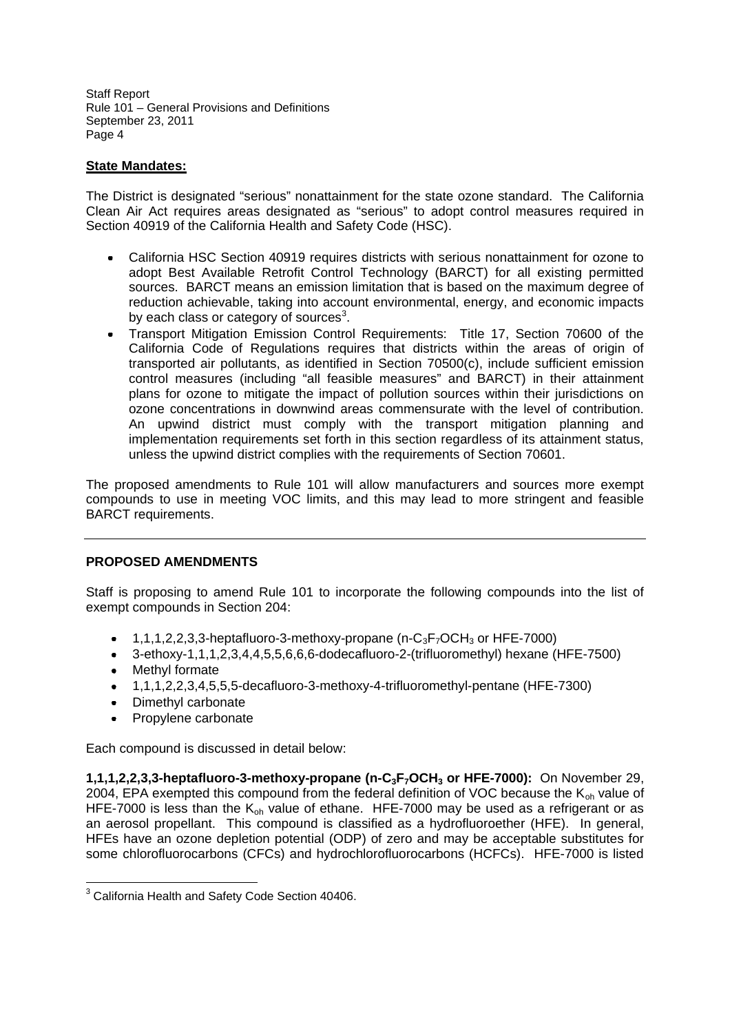**State Mandates:**

The District is designated "serious" nonattainment for the state ozone standard. The California Clean Air Act requires areas designated as "serious" to adopt control measures required in Section 40919 of the California Health and Safety Code (HSC).

- California HSC Section 40919 requires districts with serious nonattainment for ozone to adopt Best Available Retrofit Control Technology (BARCT) for all existing permitted sources. BARCT means an emission limitation that is based on the maximum degree of reduction achievable, taking into account environmental, energy, and economic impacts by each class or category of sources[3].
- Transport Mitigation Emission Control Requirements: Title 17, Section 70600 of the California Code of Regulations requires that districts within the areas of origin of transported air pollutants, as identified in Section 70500(c), include sufficient emission control measures (including "all feasible measures" and BARCT) in their attainment plans for ozone to mitigate the impact of pollution sources within their jurisdictions on ozone concentrations in downwind areas commensurate with the level of contribution. An upwind district must comply with the transport mitigation planning and implementation requirements set forth in this section regardless of its attainment status, unless the upwind district complies with the requirements of Section 70601.

The proposed amendments to Rule 101 will allow manufacturers and sources more exempt compounds to use in meeting VOC limits, and this may lead to more stringent and feasible BARCT requirements.

---

**PROPOSED AMENDMENTS**

Staff is proposing to amend Rule 101 to incorporate the following compounds into the list of exempt compounds in Section 204:

- 1,1,1,2,2,3,3-heptafluoro-3-methoxy-propane (n-$C_3F_7OCH_3$ or HFE-7000)
- 3-ethoxy-1,1,1,2,3,4,4,5,5,6,6,6-dodecafluoro-2-(trifluoromethyl) hexane (HFE-7500)
- Methyl formate
- 1,1,1,2,2,3,4,5,5,5-decafluoro-3-methoxy-4-trifluoromethyl-pentane (HFE-7300)
- Dimethyl carbonate
- Propylene carbonate

Each compound is discussed in detail below:

**1,1,1,2,2,3,3-heptafluoro-3-methoxy-propane (n-$C_3F_7OCH_3$ or HFE-7000):** On November 29, 2004, EPA exempted this compound from the federal definition of VOC because the $K_{oh}$ value of HFE-7000 is less than the $K_{oh}$ value of ethane. HFE-7000 may be used as a refrigerant or as an aerosol propellant. This compound is classified as a hydrofluoroether (HFE). In general, HFEs have an ozone depletion potential (ODP) of zero and may be acceptable substitutes for some chlorofluorocarbons (CFCs) and hydrochlorofluorocarbons (HCFCs). HFE-7000 is listed

[3] California Health and Safety Code Section 40406.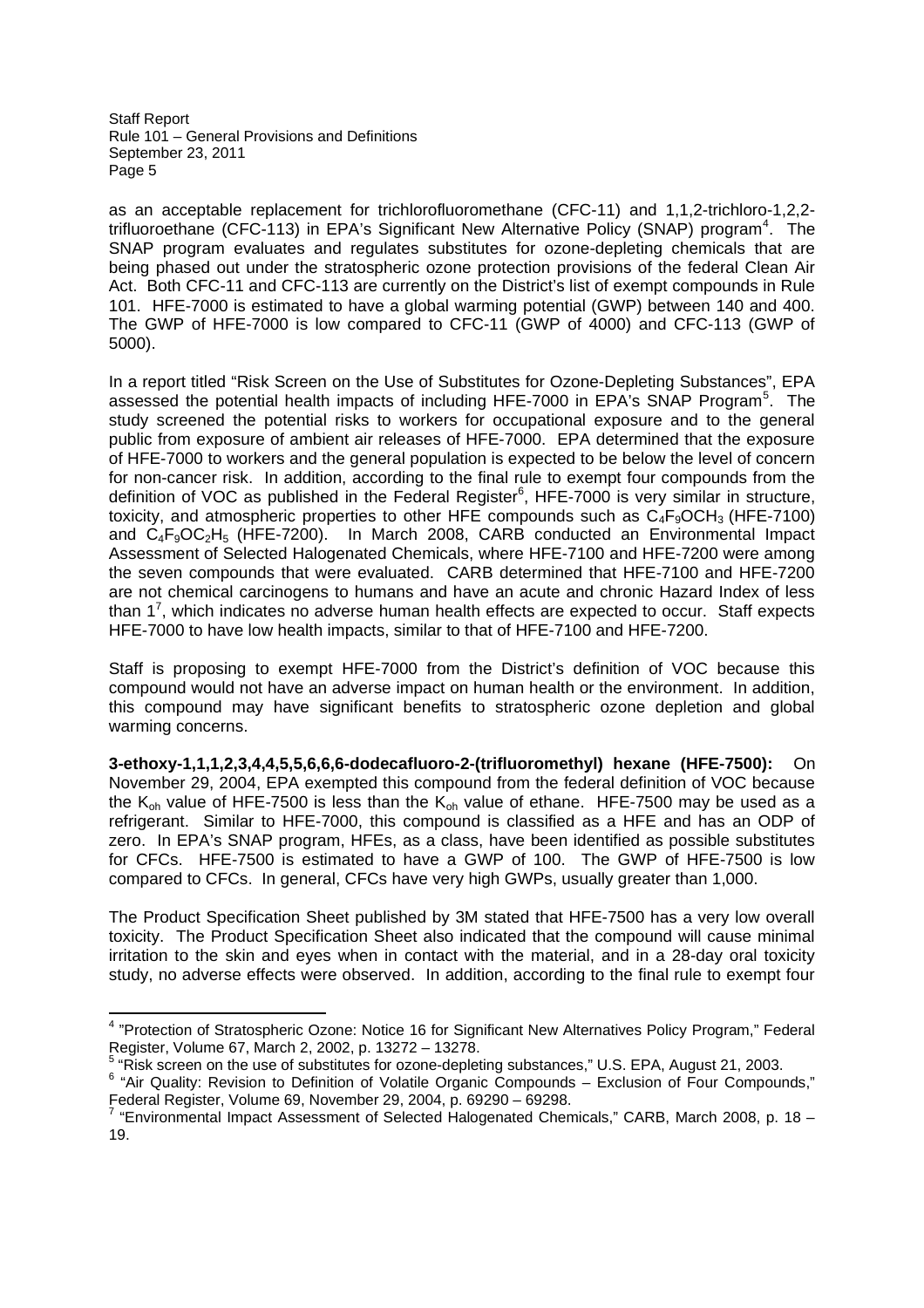as an acceptable replacement for trichlorofluoromethane (CFC-11) and 1,1,2-trichloro-1,2,2-trifluoroethane (CFC-113) in EPA's Significant New Alternative Policy (SNAP) program[4]. The SNAP program evaluates and regulates substitutes for ozone-depleting chemicals that are being phased out under the stratospheric ozone protection provisions of the federal Clean Air Act. Both CFC-11 and CFC-113 are currently on the District's list of exempt compounds in Rule 101. HFE-7000 is estimated to have a global warming potential (GWP) between 140 and 400. The GWP of HFE-7000 is low compared to CFC-11 (GWP of 4000) and CFC-113 (GWP of 5000).

In a report titled "Risk Screen on the Use of Substitutes for Ozone-Depleting Substances", EPA assessed the potential health impacts of including HFE-7000 in EPA's SNAP Program[5]. The study screened the potential risks to workers for occupational exposure and to the general public from exposure of ambient air releases of HFE-7000. EPA determined that the exposure of HFE-7000 to workers and the general population is expected to be below the level of concern for non-cancer risk. In addition, according to the final rule to exempt four compounds from the definition of VOC as published in the Federal Register[6], HFE-7000 is very similar in structure, toxicity, and atmospheric properties to other HFE compounds such as $C_4F_9OCH_3$ (HFE-7100) and $C_4F_9OC_2H_5$ (HFE-7200). In March 2008, CARB conducted an Environmental Impact Assessment of Selected Halogenated Chemicals, where HFE-7100 and HFE-7200 were among the seven compounds that were evaluated. CARB determined that HFE-7100 and HFE-7200 are not chemical carcinogens to humans and have an acute and chronic Hazard Index of less than 1[7], which indicates no adverse human health effects are expected to occur. Staff expects HFE-7000 to have low health impacts, similar to that of HFE-7100 and HFE-7200.

Staff is proposing to exempt HFE-7000 from the District's definition of VOC because this compound would not have an adverse impact on human health or the environment. In addition, this compound may have significant benefits to stratospheric ozone depletion and global warming concerns.

**3-ethoxy-1,1,1,2,3,4,4,5,5,6,6,6-dodecafluoro-2-(trifluoromethyl) hexane (HFE-7500):** On November 29, 2004, EPA exempted this compound from the federal definition of VOC because the $K_{oh}$ value of HFE-7500 is less than the $K_{oh}$ value of ethane. HFE-7500 may be used as a refrigerant. Similar to HFE-7000, this compound is classified as a HFE and has an ODP of zero. In EPA's SNAP program, HFEs, as a class, have been identified as possible substitutes for CFCs. HFE-7500 is estimated to have a GWP of 100. The GWP of HFE-7500 is low compared to CFCs. In general, CFCs have very high GWPs, usually greater than 1,000.

The Product Specification Sheet published by 3M stated that HFE-7500 has a very low overall toxicity. The Product Specification Sheet also indicated that the compound will cause minimal irritation to the skin and eyes when in contact with the material, and in a 28-day oral toxicity study, no adverse effects were observed. In addition, according to the final rule to exempt four

---

[4] "Protection of Stratospheric Ozone: Notice 16 for Significant New Alternatives Policy Program," Federal Register, Volume 67, March 2, 2002, p. 13272 – 13278.

[5] "Risk screen on the use of substitutes for ozone-depleting substances," U.S. EPA, August 21, 2003.

[6] "Air Quality: Revision to Definition of Volatile Organic Compounds – Exclusion of Four Compounds," Federal Register, Volume 69, November 29, 2004, p. 69290 – 69298.

[7] "Environmental Impact Assessment of Selected Halogenated Chemicals," CARB, March 2008, p. 18 – 19.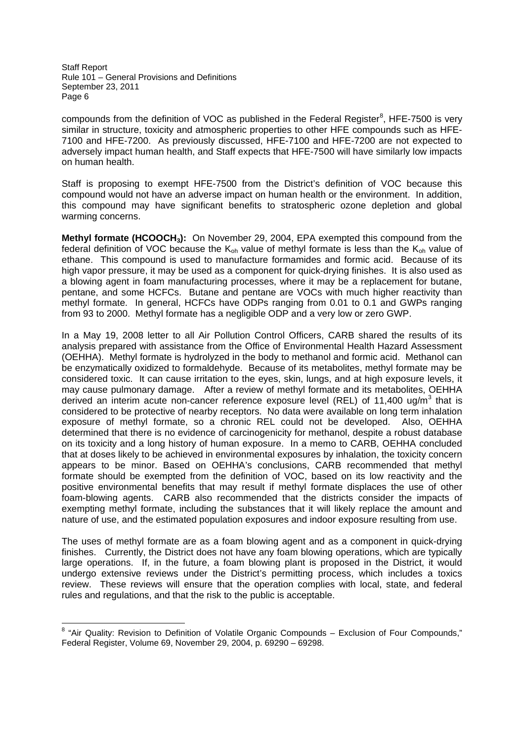compounds from the definition of VOC as published in the Federal Register[8], HFE-7500 is very similar in structure, toxicity and atmospheric properties to other HFE compounds such as HFE-7100 and HFE-7200. As previously discussed, HFE-7100 and HFE-7200 are not expected to adversely impact human health, and Staff expects that HFE-7500 will have similarly low impacts on human health.

Staff is proposing to exempt HFE-7500 from the District's definition of VOC because this compound would not have an adverse impact on human health or the environment. In addition, this compound may have significant benefits to stratospheric ozone depletion and global warming concerns.

**Methyl formate ($HCOOCH_3$):** On November 29, 2004, EPA exempted this compound from the federal definition of VOC because the $K_{oh}$ value of methyl formate is less than the $K_{oh}$ value of ethane. This compound is used to manufacture formamides and formic acid. Because of its high vapor pressure, it may be used as a component for quick-drying finishes. It is also used as a blowing agent in foam manufacturing processes, where it may be a replacement for butane, pentane, and some HCFCs. Butane and pentane are VOCs with much higher reactivity than methyl formate. In general, HCFCs have ODPs ranging from 0.01 to 0.1 and GWPs ranging from 93 to 2000. Methyl formate has a negligible ODP and a very low or zero GWP.

In a May 19, 2008 letter to all Air Pollution Control Officers, CARB shared the results of its analysis prepared with assistance from the Office of Environmental Health Hazard Assessment (OEHHA). Methyl formate is hydrolyzed in the body to methanol and formic acid. Methanol can be enzymatically oxidized to formaldehyde. Because of its metabolites, methyl formate may be considered toxic. It can cause irritation to the eyes, skin, lungs, and at high exposure levels, it may cause pulmonary damage. After a review of methyl formate and its metabolites, OEHHA derived an interim acute non-cancer reference exposure level (REL) of 11,400 ug/m$^3$ that is considered to be protective of nearby receptors. No data were available on long term inhalation exposure of methyl formate, so a chronic REL could not be developed. Also, OEHHA determined that there is no evidence of carcinogenicity for methanol, despite a robust database on its toxicity and a long history of human exposure. In a memo to CARB, OEHHA concluded that at doses likely to be achieved in environmental exposures by inhalation, the toxicity concern appears to be minor. Based on OEHHA's conclusions, CARB recommended that methyl formate should be exempted from the definition of VOC, based on its low reactivity and the positive environmental benefits that may result if methyl formate displaces the use of other foam-blowing agents. CARB also recommended that the districts consider the impacts of exempting methyl formate, including the substances that it will likely replace the amount and nature of use, and the estimated population exposures and indoor exposure resulting from use.

The uses of methyl formate are as a foam blowing agent and as a component in quick-drying finishes. Currently, the District does not have any foam blowing operations, which are typically large operations. If, in the future, a foam blowing plant is proposed in the District, it would undergo extensive reviews under the District's permitting process, which includes a toxics review. These reviews will ensure that the operation complies with local, state, and federal rules and regulations, and that the risk to the public is acceptable.

[8] "Air Quality: Revision to Definition of Volatile Organic Compounds – Exclusion of Four Compounds," Federal Register, Volume 69, November 29, 2004, p. 69290 – 69298.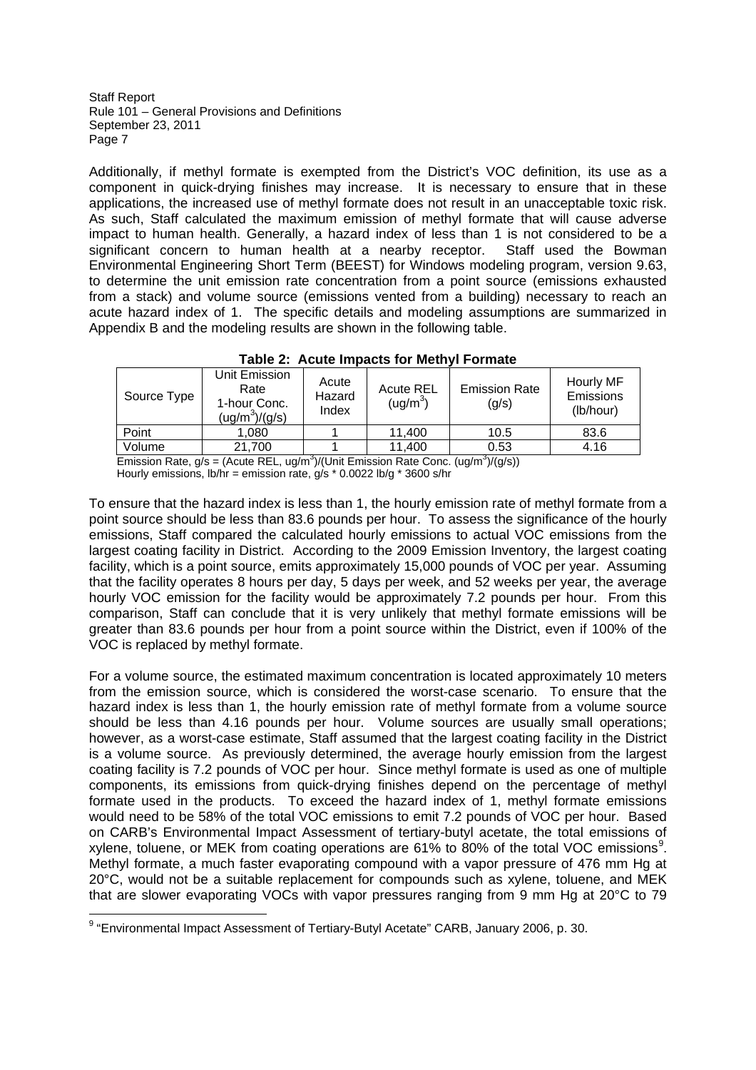Additionally, if methyl formate is exempted from the District's VOC definition, its use as a component in quick-drying finishes may increase. It is necessary to ensure that in these applications, the increased use of methyl formate does not result in an unacceptable toxic risk. As such, Staff calculated the maximum emission of methyl formate that will cause adverse impact to human health. Generally, a hazard index of less than 1 is not considered to be a significant concern to human health at a nearby receptor. Staff used the Bowman Environmental Engineering Short Term (BEEST) for Windows modeling program, version 9.63, to determine the unit emission rate concentration from a point source (emissions exhausted from a stack) and volume source (emissions vented from a building) necessary to reach an acute hazard index of 1. The specific details and modeling assumptions are summarized in Appendix B and the modeling results are shown in the following table.

**Table 2: Acute Impacts for Methyl Formate**

| Source Type | Unit Emission Rate 1-hour Conc. $(ug/m^3)/(g/s)$ | Acute Hazard Index | Acute REL $(ug/m^3)$ | Emission Rate (g/s) | Hourly MF Emissions (lb/hour) |
|---|---|---|---|---|---|
| Point | 1,080 | 1 | 11,400 | 10.5 | 83.6 |
| Volume | 21,700 | 1 | 11,400 | 0.53 | 4.16 |

Emission Rate, g/s = (Acute REL, $ug/m^3$)/(Unit Emission Rate Conc. $(ug/m^3)/(g/s)$)
Hourly emissions, lb/hr = emission rate, g/s * 0.0022 lb/g * 3600 s/hr

To ensure that the hazard index is less than 1, the hourly emission rate of methyl formate from a point source should be less than 83.6 pounds per hour. To assess the significance of the hourly emissions, Staff compared the calculated hourly emissions to actual VOC emissions from the largest coating facility in District. According to the 2009 Emission Inventory, the largest coating facility, which is a point source, emits approximately 15,000 pounds of VOC per year. Assuming that the facility operates 8 hours per day, 5 days per week, and 52 weeks per year, the average hourly VOC emission for the facility would be approximately 7.2 pounds per hour. From this comparison, Staff can conclude that it is very unlikely that methyl formate emissions will be greater than 83.6 pounds per hour from a point source within the District, even if 100% of the VOC is replaced by methyl formate.

For a volume source, the estimated maximum concentration is located approximately 10 meters from the emission source, which is considered the worst-case scenario. To ensure that the hazard index is less than 1, the hourly emission rate of methyl formate from a volume source should be less than 4.16 pounds per hour. Volume sources are usually small operations; however, as a worst-case estimate, Staff assumed that the largest coating facility in the District is a volume source. As previously determined, the average hourly emission from the largest coating facility is 7.2 pounds of VOC per hour. Since methyl formate is used as one of multiple components, its emissions from quick-drying finishes depend on the percentage of methyl formate used in the products. To exceed the hazard index of 1, methyl formate emissions would need to be 58% of the total VOC emissions to emit 7.2 pounds of VOC per hour. Based on CARB's Environmental Impact Assessment of tertiary-butyl acetate, the total emissions of xylene, toluene, or MEK from coating operations are 61% to 80% of the total VOC emissions[9]. Methyl formate, a much faster evaporating compound with a vapor pressure of 476 mm Hg at 20°C, would not be a suitable replacement for compounds such as xylene, toluene, and MEK that are slower evaporating VOCs with vapor pressures ranging from 9 mm Hg at 20°C to 79

[9] "Environmental Impact Assessment of Tertiary-Butyl Acetate" CARB, January 2006, p. 30.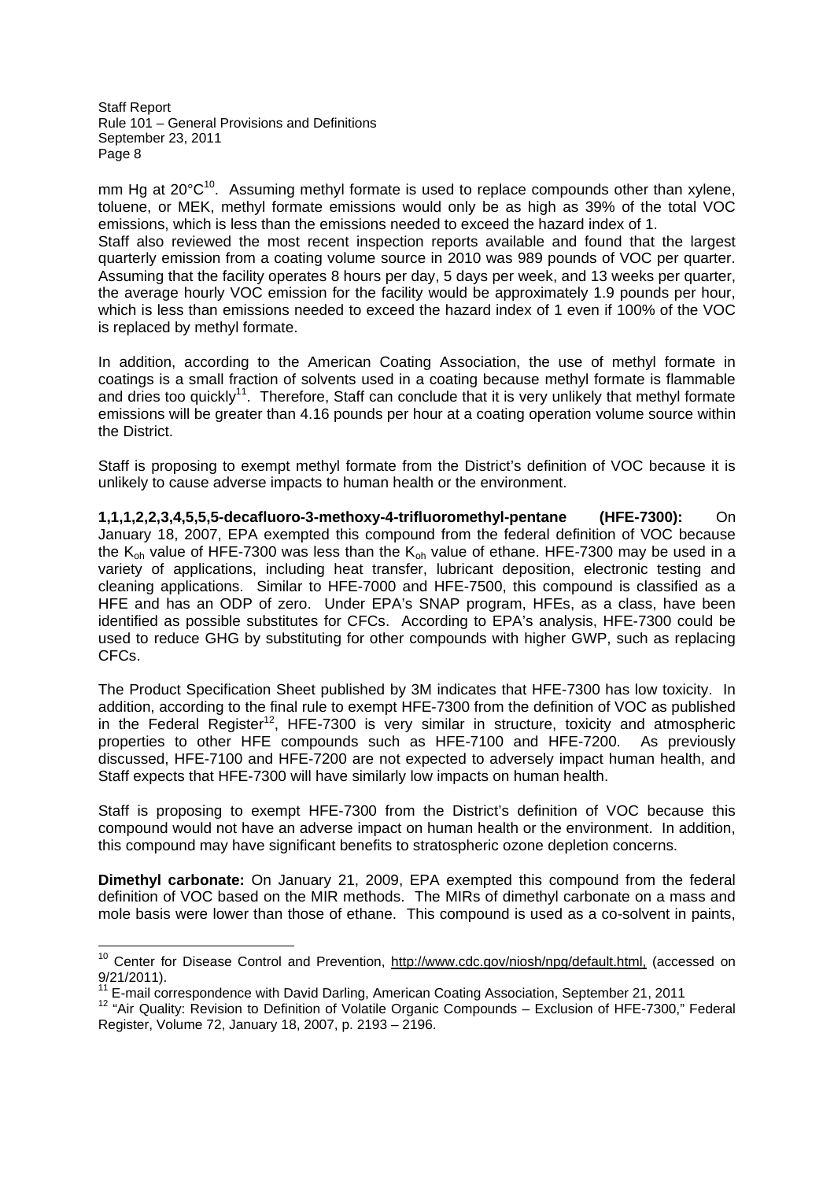mm Hg at 20°C[10]. Assuming methyl formate is used to replace compounds other than xylene, toluene, or MEK, methyl formate emissions would only be as high as 39% of the total VOC emissions, which is less than the emissions needed to exceed the hazard index of 1.

Staff also reviewed the most recent inspection reports available and found that the largest quarterly emission from a coating volume source in 2010 was 989 pounds of VOC per quarter. Assuming that the facility operates 8 hours per day, 5 days per week, and 13 weeks per quarter, the average hourly VOC emission for the facility would be approximately 1.9 pounds per hour, which is less than emissions needed to exceed the hazard index of 1 even if 100% of the VOC is replaced by methyl formate.

In addition, according to the American Coating Association, the use of methyl formate in coatings is a small fraction of solvents used in a coating because methyl formate is flammable and dries too quickly[11]. Therefore, Staff can conclude that it is very unlikely that methyl formate emissions will be greater than 4.16 pounds per hour at a coating operation volume source within the District.

Staff is proposing to exempt methyl formate from the District's definition of VOC because it is unlikely to cause adverse impacts to human health or the environment.

**1,1,1,2,2,3,4,5,5,5-decafluoro-3-methoxy-4-trifluoromethyl-pentane (HFE-7300):** On January 18, 2007, EPA exempted this compound from the federal definition of VOC because the $K_{oh}$ value of HFE-7300 was less than the $K_{oh}$ value of ethane. HFE-7300 may be used in a variety of applications, including heat transfer, lubricant deposition, electronic testing and cleaning applications. Similar to HFE-7000 and HFE-7500, this compound is classified as a HFE and has an ODP of zero. Under EPA's SNAP program, HFEs, as a class, have been identified as possible substitutes for CFCs. According to EPA's analysis, HFE-7300 could be used to reduce GHG by substituting for other compounds with higher GWP, such as replacing CFCs.

The Product Specification Sheet published by 3M indicates that HFE-7300 has low toxicity. In addition, according to the final rule to exempt HFE-7300 from the definition of VOC as published in the Federal Register[12], HFE-7300 is very similar in structure, toxicity and atmospheric properties to other HFE compounds such as HFE-7100 and HFE-7200. As previously discussed, HFE-7100 and HFE-7200 are not expected to adversely impact human health, and Staff expects that HFE-7300 will have similarly low impacts on human health.

Staff is proposing to exempt HFE-7300 from the District's definition of VOC because this compound would not have an adverse impact on human health or the environment. In addition, this compound may have significant benefits to stratospheric ozone depletion concerns.

**Dimethyl carbonate:** On January 21, 2009, EPA exempted this compound from the federal definition of VOC based on the MIR methods. The MIRs of dimethyl carbonate on a mass and mole basis were lower than those of ethane. This compound is used as a co-solvent in paints,

---

[10] Center for Disease Control and Prevention, http://www.cdc.gov/niosh/npg/default.html, (accessed on 9/21/2011).

[11] E-mail correspondence with David Darling, American Coating Association, September 21, 2011

[12] "Air Quality: Revision to Definition of Volatile Organic Compounds – Exclusion of HFE-7300," Federal Register, Volume 72, January 18, 2007, p. 2193 – 2196.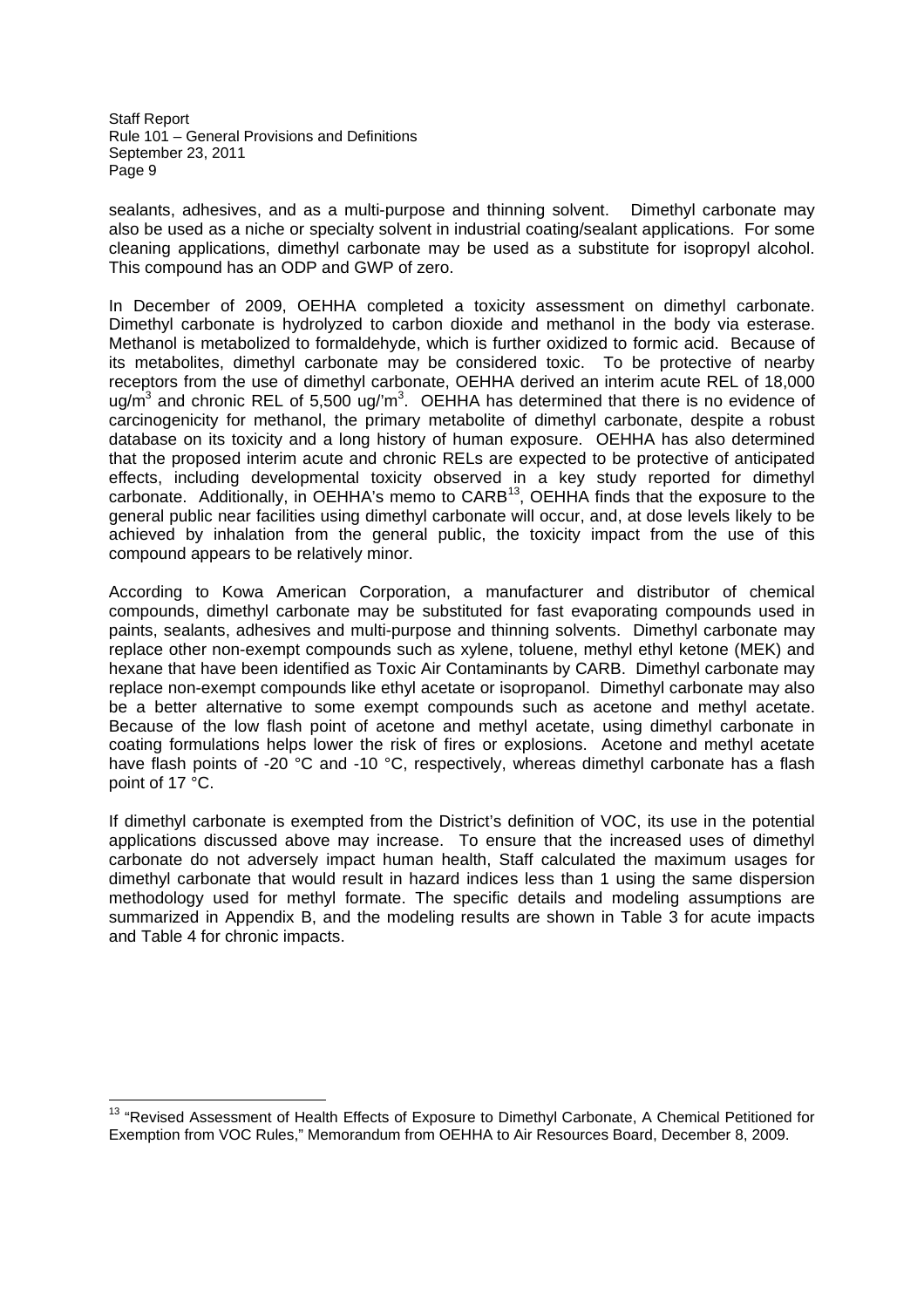sealants, adhesives, and as a multi-purpose and thinning solvent. Dimethyl carbonate may also be used as a niche or specialty solvent in industrial coating/sealant applications. For some cleaning applications, dimethyl carbonate may be used as a substitute for isopropyl alcohol. This compound has an ODP and GWP of zero.

In December of 2009, OEHHA completed a toxicity assessment on dimethyl carbonate. Dimethyl carbonate is hydrolyzed to carbon dioxide and methanol in the body via esterase. Methanol is metabolized to formaldehyde, which is further oxidized to formic acid. Because of its metabolites, dimethyl carbonate may be considered toxic. To be protective of nearby receptors from the use of dimethyl carbonate, OEHHA derived an interim acute REL of 18,000 ug/m$^3$ and chronic REL of 5,500 ug/'m$^3$. OEHHA has determined that there is no evidence of carcinogenicity for methanol, the primary metabolite of dimethyl carbonate, despite a robust database on its toxicity and a long history of human exposure. OEHHA has also determined that the proposed interim acute and chronic RELs are expected to be protective of anticipated effects, including developmental toxicity observed in a key study reported for dimethyl carbonate. Additionally, in OEHHA's memo to CARB[13], OEHHA finds that the exposure to the general public near facilities using dimethyl carbonate will occur, and, at dose levels likely to be achieved by inhalation from the general public, the toxicity impact from the use of this compound appears to be relatively minor.

According to Kowa American Corporation, a manufacturer and distributor of chemical compounds, dimethyl carbonate may be substituted for fast evaporating compounds used in paints, sealants, adhesives and multi-purpose and thinning solvents. Dimethyl carbonate may replace other non-exempt compounds such as xylene, toluene, methyl ethyl ketone (MEK) and hexane that have been identified as Toxic Air Contaminants by CARB. Dimethyl carbonate may replace non-exempt compounds like ethyl acetate or isopropanol. Dimethyl carbonate may also be a better alternative to some exempt compounds such as acetone and methyl acetate. Because of the low flash point of acetone and methyl acetate, using dimethyl carbonate in coating formulations helps lower the risk of fires or explosions. Acetone and methyl acetate have flash points of -20 °C and -10 °C, respectively, whereas dimethyl carbonate has a flash point of 17 °C.

If dimethyl carbonate is exempted from the District's definition of VOC, its use in the potential applications discussed above may increase. To ensure that the increased uses of dimethyl carbonate do not adversely impact human health, Staff calculated the maximum usages for dimethyl carbonate that would result in hazard indices less than 1 using the same dispersion methodology used for methyl formate. The specific details and modeling assumptions are summarized in Appendix B, and the modeling results are shown in Table 3 for acute impacts and Table 4 for chronic impacts.

---

[13] "Revised Assessment of Health Effects of Exposure to Dimethyl Carbonate, A Chemical Petitioned for Exemption from VOC Rules," Memorandum from OEHHA to Air Resources Board, December 8, 2009.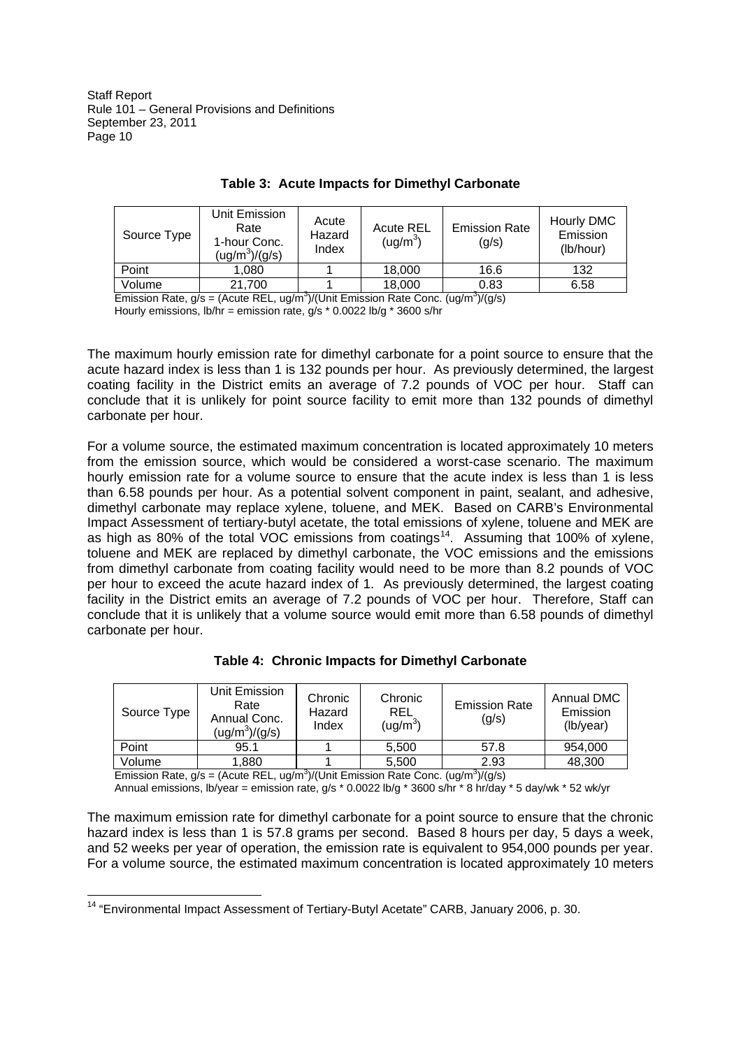**Table 3: Acute Impacts for Dimethyl Carbonate**

| Source Type | Unit Emission Rate 1-hour Conc. $(ug/m^3)/(g/s)$ | Acute Hazard Index | Acute REL $(ug/m^3)$ | Emission Rate (g/s) | Hourly DMC Emission (lb/hour) |
|---|---|---|---|---|---|
| Point | 1,080 | 1 | 18,000 | 16.6 | 132 |
| Volume | 21,700 | 1 | 18,000 | 0.83 | 6.58 |

Emission Rate, g/s = (Acute REL, $ug/m^3$)/(Unit Emission Rate Conc. $(ug/m^3)/(g/s)$)
Hourly emissions, lb/hr = emission rate, g/s * 0.0022 lb/g * 3600 s/hr

The maximum hourly emission rate for dimethyl carbonate for a point source to ensure that the acute hazard index is less than 1 is 132 pounds per hour. As previously determined, the largest coating facility in the District emits an average of 7.2 pounds of VOC per hour. Staff can conclude that it is unlikely for point source facility to emit more than 132 pounds of dimethyl carbonate per hour.

For a volume source, the estimated maximum concentration is located approximately 10 meters from the emission source, which would be considered a worst-case scenario. The maximum hourly emission rate for a volume source to ensure that the acute index is less than 1 is less than 6.58 pounds per hour. As a potential solvent component in paint, sealant, and adhesive, dimethyl carbonate may replace xylene, toluene, and MEK. Based on CARB's Environmental Impact Assessment of tertiary-butyl acetate, the total emissions of xylene, toluene and MEK are as high as 80% of the total VOC emissions from coatings[14]. Assuming that 100% of xylene, toluene and MEK are replaced by dimethyl carbonate, the VOC emissions and the emissions from dimethyl carbonate from coating facility would need to be more than 8.2 pounds of VOC per hour to exceed the acute hazard index of 1. As previously determined, the largest coating facility in the District emits an average of 7.2 pounds of VOC per hour. Therefore, Staff can conclude that it is unlikely that a volume source would emit more than 6.58 pounds of dimethyl carbonate per hour.

**Table 4: Chronic Impacts for Dimethyl Carbonate**

| Source Type | Unit Emission Rate Annual Conc. $(ug/m^3)/(g/s)$ | Chronic Hazard Index | Chronic REL $(ug/m^3)$ | Emission Rate (g/s) | Annual DMC Emission (lb/year) |
|---|---|---|---|---|---|
| Point | 95.1 | 1 | 5,500 | 57.8 | 954,000 |
| Volume | 1,880 | 1 | 5,500 | 2.93 | 48,300 |

Emission Rate, g/s = (Acute REL, $ug/m^3$)/(Unit Emission Rate Conc. $(ug/m^3)/(g/s)$)
Annual emissions, lb/year = emission rate, g/s * 0.0022 lb/g * 3600 s/hr * 8 hr/day * 5 day/wk * 52 wk/yr

The maximum emission rate for dimethyl carbonate for a point source to ensure that the chronic hazard index is less than 1 is 57.8 grams per second. Based 8 hours per day, 5 days a week, and 52 weeks per year of operation, the emission rate is equivalent to 954,000 pounds per year. For a volume source, the estimated maximum concentration is located approximately 10 meters

[14] "Environmental Impact Assessment of Tertiary-Butyl Acetate" CARB, January 2006, p. 30.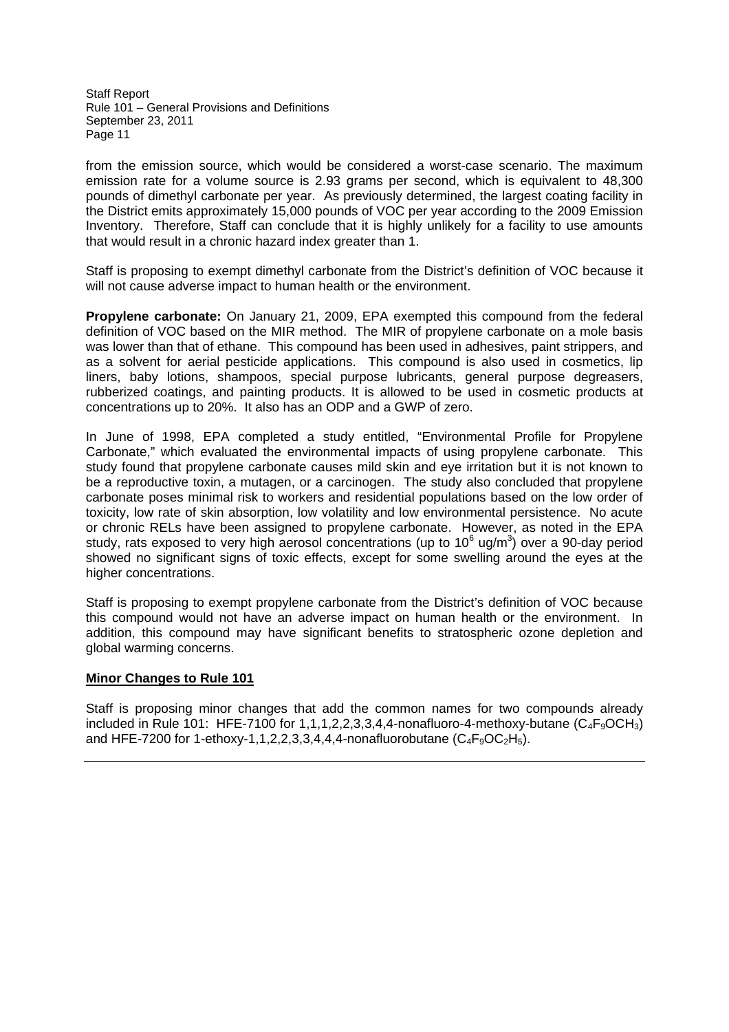from the emission source, which would be considered a worst-case scenario. The maximum emission rate for a volume source is 2.93 grams per second, which is equivalent to 48,300 pounds of dimethyl carbonate per year. As previously determined, the largest coating facility in the District emits approximately 15,000 pounds of VOC per year according to the 2009 Emission Inventory. Therefore, Staff can conclude that it is highly unlikely for a facility to use amounts that would result in a chronic hazard index greater than 1.

Staff is proposing to exempt dimethyl carbonate from the District's definition of VOC because it will not cause adverse impact to human health or the environment.

**Propylene carbonate:** On January 21, 2009, EPA exempted this compound from the federal definition of VOC based on the MIR method. The MIR of propylene carbonate on a mole basis was lower than that of ethane. This compound has been used in adhesives, paint strippers, and as a solvent for aerial pesticide applications. This compound is also used in cosmetics, lip liners, baby lotions, shampoos, special purpose lubricants, general purpose degreasers, rubberized coatings, and painting products. It is allowed to be used in cosmetic products at concentrations up to 20%. It also has an ODP and a GWP of zero.

In June of 1998, EPA completed a study entitled, "Environmental Profile for Propylene Carbonate," which evaluated the environmental impacts of using propylene carbonate. This study found that propylene carbonate causes mild skin and eye irritation but it is not known to be a reproductive toxin, a mutagen, or a carcinogen. The study also concluded that propylene carbonate poses minimal risk to workers and residential populations based on the low order of toxicity, low rate of skin absorption, low volatility and low environmental persistence. No acute or chronic RELs have been assigned to propylene carbonate. However, as noted in the EPA study, rats exposed to very high aerosol concentrations (up to $10^6$ ug/m$^3$) over a 90-day period showed no significant signs of toxic effects, except for some swelling around the eyes at the higher concentrations.

Staff is proposing to exempt propylene carbonate from the District's definition of VOC because this compound would not have an adverse impact on human health or the environment. In addition, this compound may have significant benefits to stratospheric ozone depletion and global warming concerns.

**Minor Changes to Rule 101**

Staff is proposing minor changes that add the common names for two compounds already included in Rule 101: HFE-7100 for 1,1,1,2,2,3,3,4,4-nonafluoro-4-methoxy-butane ($C_4F_9OCH_3$) and HFE-7200 for 1-ethoxy-1,1,2,2,3,3,4,4,4-nonafluorobutane ($C_4F_9OC_2H_5$).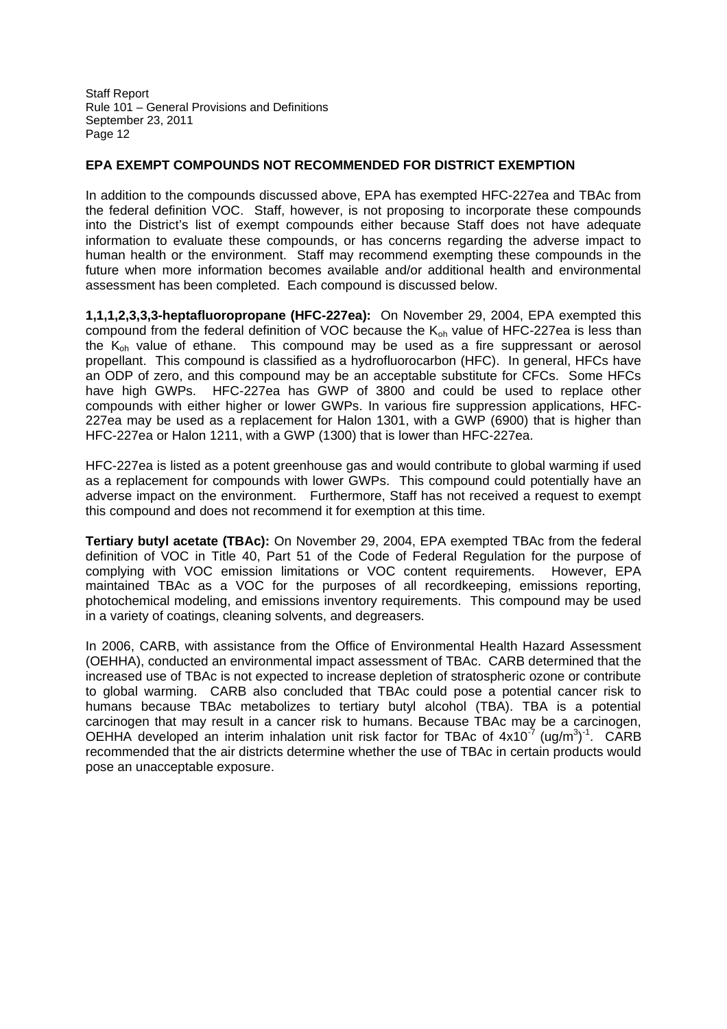## EPA EXEMPT COMPOUNDS NOT RECOMMENDED FOR DISTRICT EXEMPTION

In addition to the compounds discussed above, EPA has exempted HFC-227ea and TBAc from the federal definition VOC. Staff, however, is not proposing to incorporate these compounds into the District's list of exempt compounds either because Staff does not have adequate information to evaluate these compounds, or has concerns regarding the adverse impact to human health or the environment. Staff may recommend exempting these compounds in the future when more information becomes available and/or additional health and environmental assessment has been completed. Each compound is discussed below.

**1,1,1,2,3,3,3-heptafluoropropane (HFC-227ea):** On November 29, 2004, EPA exempted this compound from the federal definition of VOC because the $K_{oh}$ value of HFC-227ea is less than the $K_{oh}$ value of ethane. This compound may be used as a fire suppressant or aerosol propellant. This compound is classified as a hydrofluorocarbon (HFC). In general, HFCs have an ODP of zero, and this compound may be an acceptable substitute for CFCs. Some HFCs have high GWPs. HFC-227ea has GWP of 3800 and could be used to replace other compounds with either higher or lower GWPs. In various fire suppression applications, HFC-227ea may be used as a replacement for Halon 1301, with a GWP (6900) that is higher than HFC-227ea or Halon 1211, with a GWP (1300) that is lower than HFC-227ea.

HFC-227ea is listed as a potent greenhouse gas and would contribute to global warming if used as a replacement for compounds with lower GWPs. This compound could potentially have an adverse impact on the environment. Furthermore, Staff has not received a request to exempt this compound and does not recommend it for exemption at this time.

**Tertiary butyl acetate (TBAc):** On November 29, 2004, EPA exempted TBAc from the federal definition of VOC in Title 40, Part 51 of the Code of Federal Regulation for the purpose of complying with VOC emission limitations or VOC content requirements. However, EPA maintained TBAc as a VOC for the purposes of all recordkeeping, emissions reporting, photochemical modeling, and emissions inventory requirements. This compound may be used in a variety of coatings, cleaning solvents, and degreasers.

In 2006, CARB, with assistance from the Office of Environmental Health Hazard Assessment (OEHHA), conducted an environmental impact assessment of TBAc. CARB determined that the increased use of TBAc is not expected to increase depletion of stratospheric ozone or contribute to global warming. CARB also concluded that TBAc could pose a potential cancer risk to humans because TBAc metabolizes to tertiary butyl alcohol (TBA). TBA is a potential carcinogen that may result in a cancer risk to humans. Because TBAc may be a carcinogen, OEHHA developed an interim inhalation unit risk factor for TBAc of $4x10^{-7}$ $(ug/m^3)^{-1}$. CARB recommended that the air districts determine whether the use of TBAc in certain products would pose an unacceptable exposure.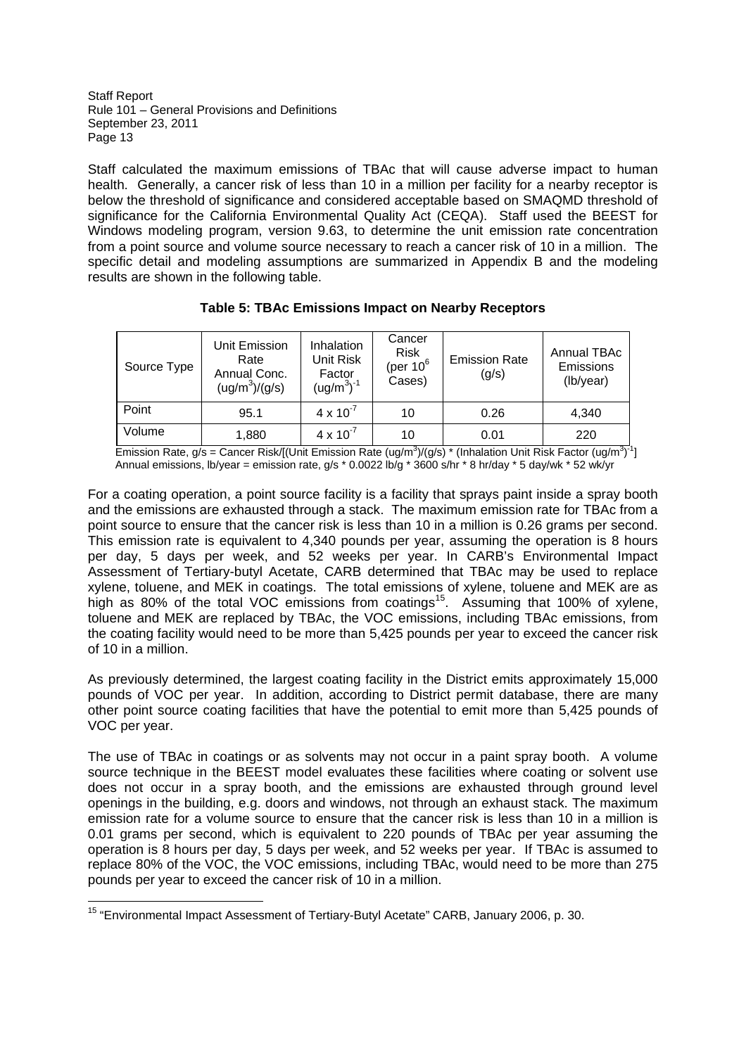Staff calculated the maximum emissions of TBAc that will cause adverse impact to human health. Generally, a cancer risk of less than 10 in a million per facility for a nearby receptor is below the threshold of significance and considered acceptable based on SMAQMD threshold of significance for the California Environmental Quality Act (CEQA). Staff used the BEEST for Windows modeling program, version 9.63, to determine the unit emission rate concentration from a point source and volume source necessary to reach a cancer risk of 10 in a million. The specific detail and modeling assumptions are summarized in Appendix B and the modeling results are shown in the following table.

**Table 5: TBAc Emissions Impact on Nearby Receptors**

| Source Type | Unit Emission Rate Annual Conc. $(ug/m^3)/(g/s)$ | Inhalation Unit Risk Factor $(ug/m^3)^{-1}$ | Cancer Risk (per $10^6$ Cases) | Emission Rate (g/s) | Annual TBAc Emissions (lb/year) |
|---|---|---|---|---|---|
| Point | 95.1 | $4 \times 10^{-7}$ | 10 | 0.26 | 4,340 |
| Volume | 1,880 | $4 \times 10^{-7}$ | 10 | 0.01 | 220 |

Emission Rate, g/s = Cancer Risk/[(Unit Emission Rate $(ug/m^3)/(g/s)$ * (Inhalation Unit Risk Factor $(ug/m^3)^{-1}$]
Annual emissions, lb/year = emission rate, g/s * 0.0022 lb/g * 3600 s/hr * 8 hr/day * 5 day/wk * 52 wk/yr

For a coating operation, a point source facility is a facility that sprays paint inside a spray booth and the emissions are exhausted through a stack. The maximum emission rate for TBAc from a point source to ensure that the cancer risk is less than 10 in a million is 0.26 grams per second. This emission rate is equivalent to 4,340 pounds per year, assuming the operation is 8 hours per day, 5 days per week, and 52 weeks per year. In CARB's Environmental Impact Assessment of Tertiary-butyl Acetate, CARB determined that TBAc may be used to replace xylene, toluene, and MEK in coatings. The total emissions of xylene, toluene and MEK are as high as 80% of the total VOC emissions from coatings[15]. Assuming that 100% of xylene, toluene and MEK are replaced by TBAc, the VOC emissions, including TBAc emissions, from the coating facility would need to be more than 5,425 pounds per year to exceed the cancer risk of 10 in a million.

As previously determined, the largest coating facility in the District emits approximately 15,000 pounds of VOC per year. In addition, according to District permit database, there are many other point source coating facilities that have the potential to emit more than 5,425 pounds of VOC per year.

The use of TBAc in coatings or as solvents may not occur in a paint spray booth. A volume source technique in the BEEST model evaluates these facilities where coating or solvent use does not occur in a spray booth, and the emissions are exhausted through ground level openings in the building, e.g. doors and windows, not through an exhaust stack. The maximum emission rate for a volume source to ensure that the cancer risk is less than 10 in a million is 0.01 grams per second, which is equivalent to 220 pounds of TBAc per year assuming the operation is 8 hours per day, 5 days per week, and 52 weeks per year. If TBAc is assumed to replace 80% of the VOC, the VOC emissions, including TBAc, would need to be more than 275 pounds per year to exceed the cancer risk of 10 in a million.

[15] "Environmental Impact Assessment of Tertiary-Butyl Acetate" CARB, January 2006, p. 30.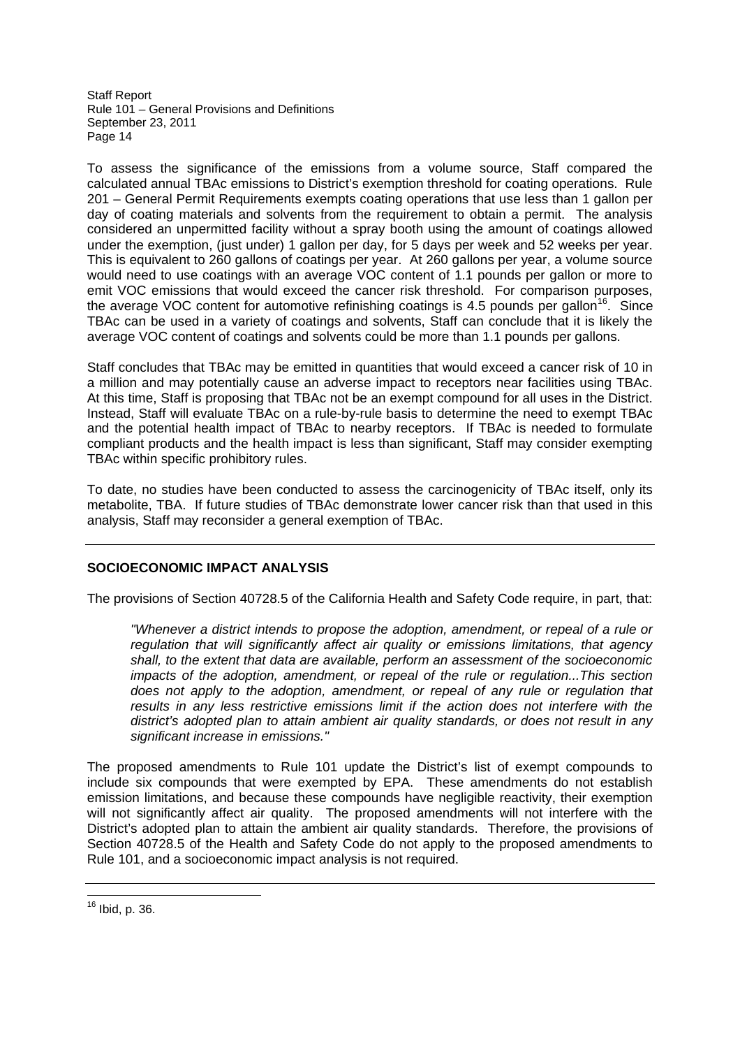To assess the significance of the emissions from a volume source, Staff compared the calculated annual TBAc emissions to District's exemption threshold for coating operations. Rule 201 – General Permit Requirements exempts coating operations that use less than 1 gallon per day of coating materials and solvents from the requirement to obtain a permit. The analysis considered an unpermitted facility without a spray booth using the amount of coatings allowed under the exemption, (just under) 1 gallon per day, for 5 days per week and 52 weeks per year. This is equivalent to 260 gallons of coatings per year. At 260 gallons per year, a volume source would need to use coatings with an average VOC content of 1.1 pounds per gallon or more to emit VOC emissions that would exceed the cancer risk threshold. For comparison purposes, the average VOC content for automotive refinishing coatings is 4.5 pounds per gallon[16]. Since TBAc can be used in a variety of coatings and solvents, Staff can conclude that it is likely the average VOC content of coatings and solvents could be more than 1.1 pounds per gallons.

Staff concludes that TBAc may be emitted in quantities that would exceed a cancer risk of 10 in a million and may potentially cause an adverse impact to receptors near facilities using TBAc. At this time, Staff is proposing that TBAc not be an exempt compound for all uses in the District. Instead, Staff will evaluate TBAc on a rule-by-rule basis to determine the need to exempt TBAc and the potential health impact of TBAc to nearby receptors. If TBAc is needed to formulate compliant products and the health impact is less than significant, Staff may consider exempting TBAc within specific prohibitory rules.

To date, no studies have been conducted to assess the carcinogenicity of TBAc itself, only its metabolite, TBA. If future studies of TBAc demonstrate lower cancer risk than that used in this analysis, Staff may reconsider a general exemption of TBAc.

---

## SOCIOECONOMIC IMPACT ANALYSIS

The provisions of Section 40728.5 of the California Health and Safety Code require, in part, that:

> *"Whenever a district intends to propose the adoption, amendment, or repeal of a rule or regulation that will significantly affect air quality or emissions limitations, that agency shall, to the extent that data are available, perform an assessment of the socioeconomic impacts of the adoption, amendment, or repeal of the rule or regulation...This section does not apply to the adoption, amendment, or repeal of any rule or regulation that results in any less restrictive emissions limit if the action does not interfere with the district's adopted plan to attain ambient air quality standards, or does not result in any significant increase in emissions."*

The proposed amendments to Rule 101 update the District's list of exempt compounds to include six compounds that were exempted by EPA. These amendments do not establish emission limitations, and because these compounds have negligible reactivity, their exemption will not significantly affect air quality. The proposed amendments will not interfere with the District's adopted plan to attain the ambient air quality standards. Therefore, the provisions of Section 40728.5 of the Health and Safety Code do not apply to the proposed amendments to Rule 101, and a socioeconomic impact analysis is not required.

---

[16] Ibid, p. 36.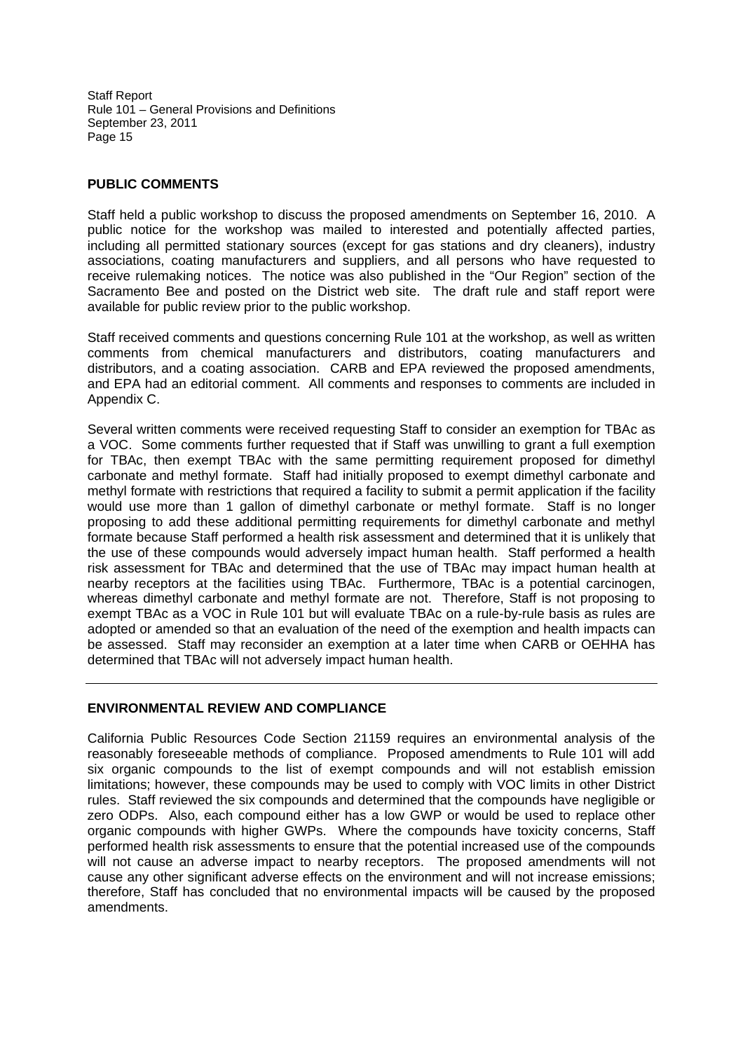## PUBLIC COMMENTS

Staff held a public workshop to discuss the proposed amendments on September 16, 2010. A public notice for the workshop was mailed to interested and potentially affected parties, including all permitted stationary sources (except for gas stations and dry cleaners), industry associations, coating manufacturers and suppliers, and all persons who have requested to receive rulemaking notices. The notice was also published in the "Our Region" section of the Sacramento Bee and posted on the District web site. The draft rule and staff report were available for public review prior to the public workshop.

Staff received comments and questions concerning Rule 101 at the workshop, as well as written comments from chemical manufacturers and distributors, coating manufacturers and distributors, and a coating association. CARB and EPA reviewed the proposed amendments, and EPA had an editorial comment. All comments and responses to comments are included in Appendix C.

Several written comments were received requesting Staff to consider an exemption for TBAc as a VOC. Some comments further requested that if Staff was unwilling to grant a full exemption for TBAc, then exempt TBAc with the same permitting requirement proposed for dimethyl carbonate and methyl formate. Staff had initially proposed to exempt dimethyl carbonate and methyl formate with restrictions that required a facility to submit a permit application if the facility would use more than 1 gallon of dimethyl carbonate or methyl formate. Staff is no longer proposing to add these additional permitting requirements for dimethyl carbonate and methyl formate because Staff performed a health risk assessment and determined that it is unlikely that the use of these compounds would adversely impact human health. Staff performed a health risk assessment for TBAc and determined that the use of TBAc may impact human health at nearby receptors at the facilities using TBAc. Furthermore, TBAc is a potential carcinogen, whereas dimethyl carbonate and methyl formate are not. Therefore, Staff is not proposing to exempt TBAc as a VOC in Rule 101 but will evaluate TBAc on a rule-by-rule basis as rules are adopted or amended so that an evaluation of the need of the exemption and health impacts can be assessed. Staff may reconsider an exemption at a later time when CARB or OEHHA has determined that TBAc will not adversely impact human health.

---

## ENVIRONMENTAL REVIEW AND COMPLIANCE

California Public Resources Code Section 21159 requires an environmental analysis of the reasonably foreseeable methods of compliance. Proposed amendments to Rule 101 will add six organic compounds to the list of exempt compounds and will not establish emission limitations; however, these compounds may be used to comply with VOC limits in other District rules. Staff reviewed the six compounds and determined that the compounds have negligible or zero ODPs. Also, each compound either has a low GWP or would be used to replace other organic compounds with higher GWPs. Where the compounds have toxicity concerns, Staff performed health risk assessments to ensure that the potential increased use of the compounds will not cause an adverse impact to nearby receptors. The proposed amendments will not cause any other significant adverse effects on the environment and will not increase emissions; therefore, Staff has concluded that no environmental impacts will be caused by the proposed amendments.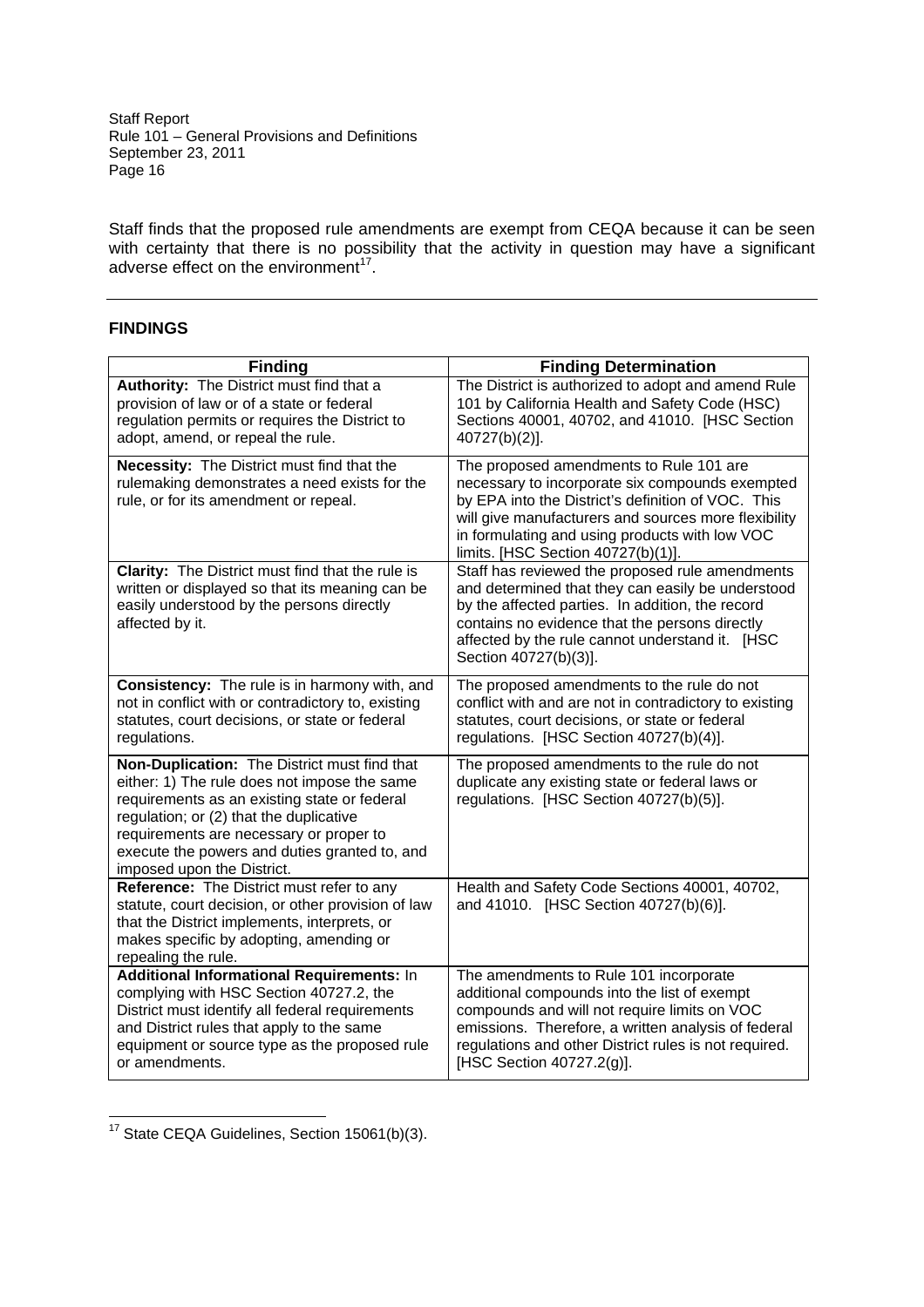Staff finds that the proposed rule amendments are exempt from CEQA because it can be seen with certainty that there is no possibility that the activity in question may have a significant adverse effect on the environment[17].

---

## FINDINGS

| Finding | Finding Determination |
|---|---|
| **Authority:** The District must find that a provision of law or of a state or federal regulation permits or requires the District to adopt, amend, or repeal the rule. | The District is authorized to adopt and amend Rule 101 by California Health and Safety Code (HSC) Sections 40001, 40702, and 41010. [HSC Section 40727(b)(2)]. |
| **Necessity:** The District must find that the rulemaking demonstrates a need exists for the rule, or for its amendment or repeal. | The proposed amendments to Rule 101 are necessary to incorporate six compounds exempted by EPA into the District's definition of VOC. This will give manufacturers and sources more flexibility in formulating and using products with low VOC limits. [HSC Section 40727(b)(1)]. |
| **Clarity:** The District must find that the rule is written or displayed so that its meaning can be easily understood by the persons directly affected by it. | Staff has reviewed the proposed rule amendments and determined that they can easily be understood by the affected parties. In addition, the record contains no evidence that the persons directly affected by the rule cannot understand it. [HSC Section 40727(b)(3)]. |
| **Consistency:** The rule is in harmony with, and not in conflict with or contradictory to, existing statutes, court decisions, or state or federal regulations. | The proposed amendments to the rule do not conflict with and are not in contradictory to existing statutes, court decisions, or state or federal regulations. [HSC Section 40727(b)(4)]. |
| **Non-Duplication:** The District must find that either: 1) The rule does not impose the same requirements as an existing state or federal regulation; or (2) that the duplicative requirements are necessary or proper to execute the powers and duties granted to, and imposed upon the District. | The proposed amendments to the rule do not duplicate any existing state or federal laws or regulations. [HSC Section 40727(b)(5)]. |
| **Reference:** The District must refer to any statute, court decision, or other provision of law that the District implements, interprets, or makes specific by adopting, amending or repealing the rule. | Health and Safety Code Sections 40001, 40702, and 41010. [HSC Section 40727(b)(6)]. |
| **Additional Informational Requirements:** In complying with HSC Section 40727.2, the District must identify all federal requirements and District rules that apply to the same equipment or source type as the proposed rule or amendments. | The amendments to Rule 101 incorporate additional compounds into the list of exempt compounds and will not require limits on VOC emissions. Therefore, a written analysis of federal regulations and other District rules is not required. [HSC Section 40727.2(g)]. |

[17] State CEQA Guidelines, Section 15061(b)(3).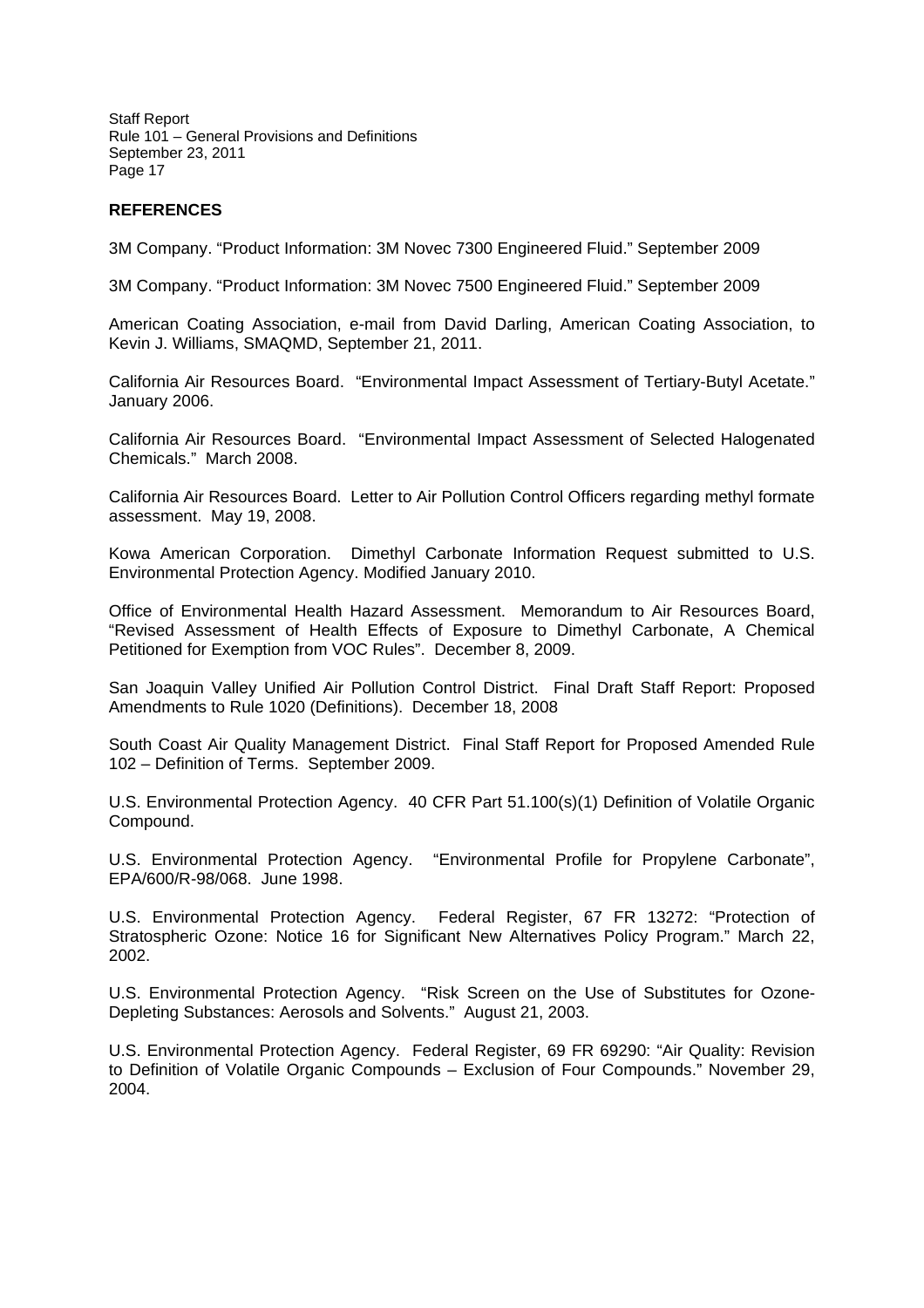## REFERENCES

3M Company. "Product Information: 3M Novec 7300 Engineered Fluid." September 2009

3M Company. "Product Information: 3M Novec 7500 Engineered Fluid." September 2009

American Coating Association, e-mail from David Darling, American Coating Association, to Kevin J. Williams, SMAQMD, September 21, 2011.

California Air Resources Board. "Environmental Impact Assessment of Tertiary-Butyl Acetate." January 2006.

California Air Resources Board. "Environmental Impact Assessment of Selected Halogenated Chemicals." March 2008.

California Air Resources Board. Letter to Air Pollution Control Officers regarding methyl formate assessment. May 19, 2008.

Kowa American Corporation. Dimethyl Carbonate Information Request submitted to U.S. Environmental Protection Agency. Modified January 2010.

Office of Environmental Health Hazard Assessment. Memorandum to Air Resources Board, "Revised Assessment of Health Effects of Exposure to Dimethyl Carbonate, A Chemical Petitioned for Exemption from VOC Rules". December 8, 2009.

San Joaquin Valley Unified Air Pollution Control District. Final Draft Staff Report: Proposed Amendments to Rule 1020 (Definitions). December 18, 2008

South Coast Air Quality Management District. Final Staff Report for Proposed Amended Rule 102 – Definition of Terms. September 2009.

U.S. Environmental Protection Agency. 40 CFR Part 51.100(s)(1) Definition of Volatile Organic Compound.

U.S. Environmental Protection Agency. "Environmental Profile for Propylene Carbonate", EPA/600/R-98/068. June 1998.

U.S. Environmental Protection Agency. Federal Register, 67 FR 13272: "Protection of Stratospheric Ozone: Notice 16 for Significant New Alternatives Policy Program." March 22, 2002.

U.S. Environmental Protection Agency. "Risk Screen on the Use of Substitutes for Ozone-Depleting Substances: Aerosols and Solvents." August 21, 2003.

U.S. Environmental Protection Agency. Federal Register, 69 FR 69290: "Air Quality: Revision to Definition of Volatile Organic Compounds – Exclusion of Four Compounds." November 29, 2004.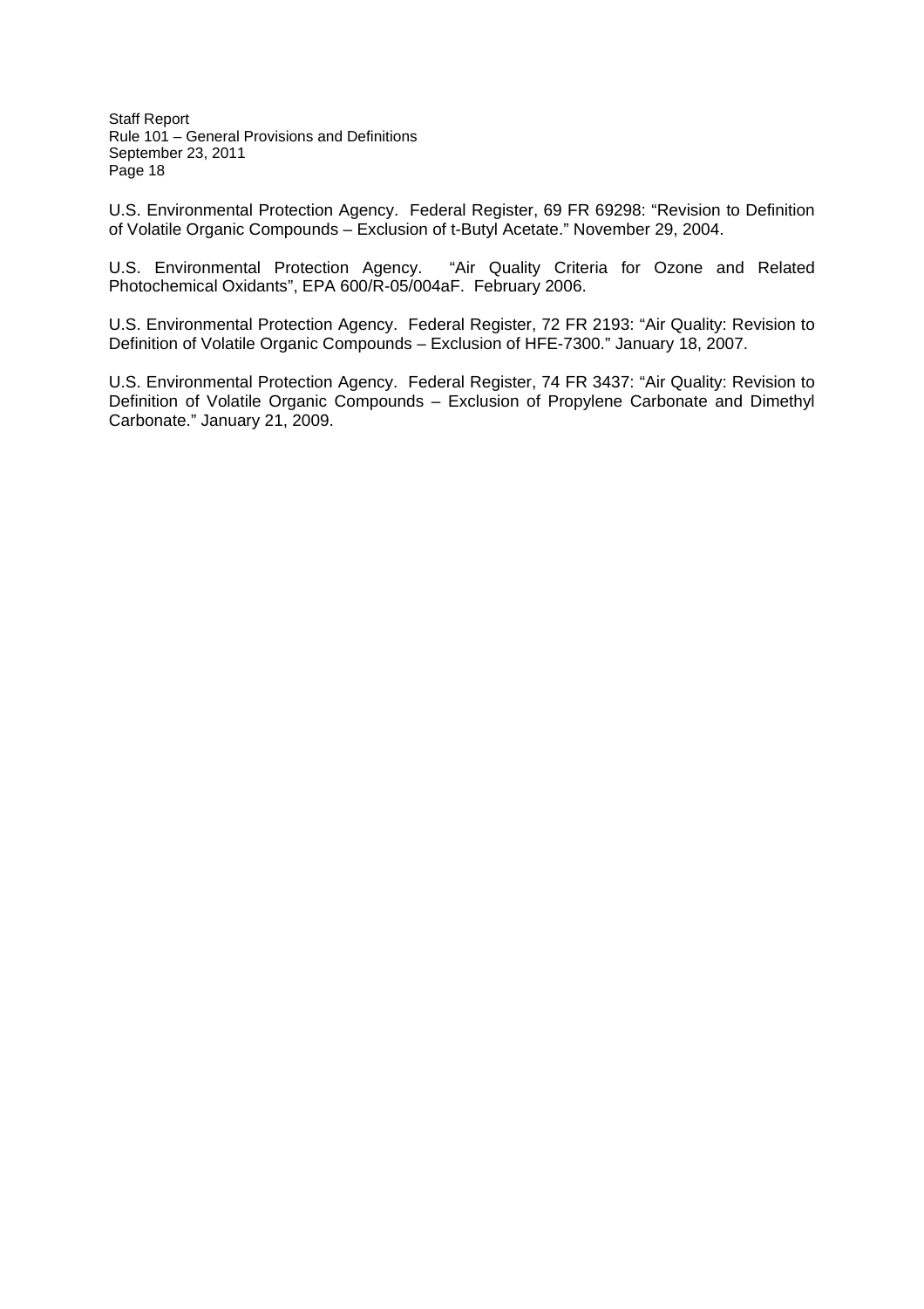U.S. Environmental Protection Agency. Federal Register, 69 FR 69298: "Revision to Definition of Volatile Organic Compounds – Exclusion of t-Butyl Acetate." November 29, 2004.

U.S. Environmental Protection Agency. "Air Quality Criteria for Ozone and Related Photochemical Oxidants", EPA 600/R-05/004aF. February 2006.

U.S. Environmental Protection Agency. Federal Register, 72 FR 2193: "Air Quality: Revision to Definition of Volatile Organic Compounds – Exclusion of HFE-7300." January 18, 2007.

U.S. Environmental Protection Agency. Federal Register, 74 FR 3437: "Air Quality: Revision to Definition of Volatile Organic Compounds – Exclusion of Propylene Carbonate and Dimethyl Carbonate." January 21, 2009.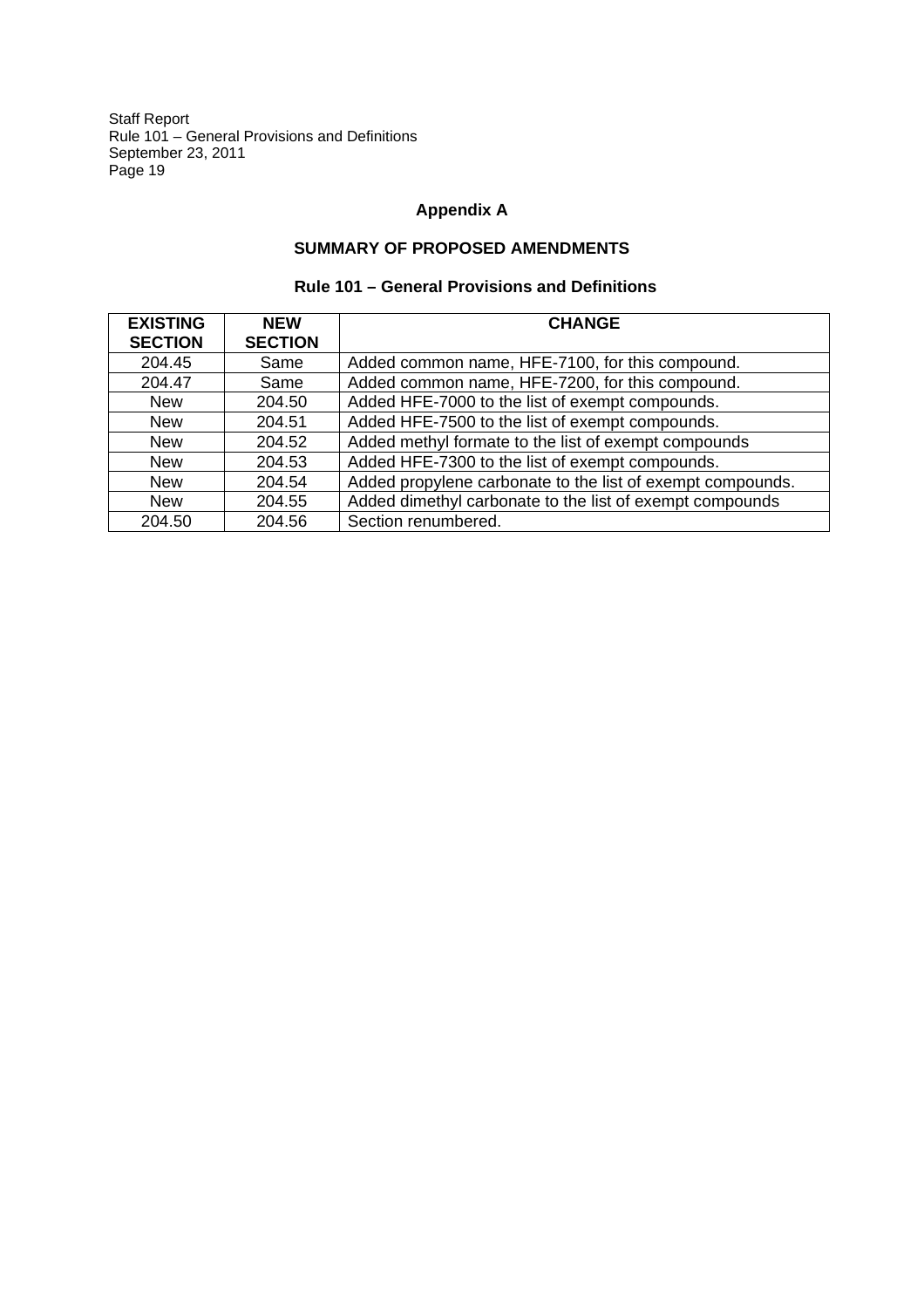## Appendix A

### SUMMARY OF PROPOSED AMENDMENTS

#### Rule 101 – General Provisions and Definitions

| EXISTING SECTION | NEW SECTION | CHANGE |
|---|---|---|
| 204.45 | Same | Added common name, HFE-7100, for this compound. |
| 204.47 | Same | Added common name, HFE-7200, for this compound. |
| New | 204.50 | Added HFE-7000 to the list of exempt compounds. |
| New | 204.51 | Added HFE-7500 to the list of exempt compounds. |
| New | 204.52 | Added methyl formate to the list of exempt compounds |
| New | 204.53 | Added HFE-7300 to the list of exempt compounds. |
| New | 204.54 | Added propylene carbonate to the list of exempt compounds. |
| New | 204.55 | Added dimethyl carbonate to the list of exempt compounds |
| 204.50 | 204.56 | Section renumbered. |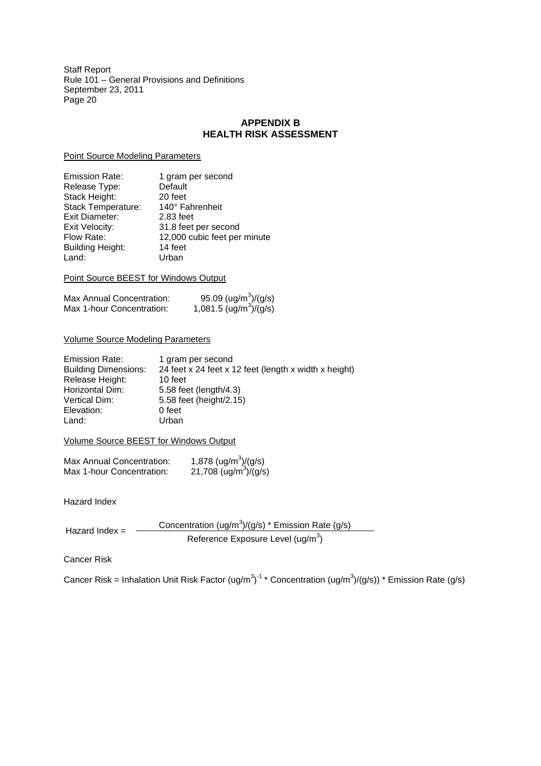# APPENDIX B
# HEALTH RISK ASSESSMENT

Point Source Modeling Parameters

| | |
|---|---|
| Emission Rate: | 1 gram per second |
| Release Type: | Default |
| Stack Height: | 20 feet |
| Stack Temperature: | 140° Fahrenheit |
| Exit Diameter: | 2.83 feet |
| Exit Velocity: | 31.8 feet per second |
| Flow Rate: | 12,000 cubic feet per minute |
| Building Height: | 14 feet |
| Land: | Urban |

Point Source BEEST for Windows Output

| | |
|---|---|
| Max Annual Concentration: | 95.09 $(ug/m^3)/(g/s)$ |
| Max 1-hour Concentration: | 1,081.5 $(ug/m^3)/(g/s)$ |

Volume Source Modeling Parameters

| | |
|---|---|
| Emission Rate: | 1 gram per second |
| Building Dimensions: | 24 feet x 24 feet x 12 feet (length x width x height) |
| Release Height: | 10 feet |
| Horizontal Dim: | 5.58 feet (length/4.3) |
| Vertical Dim: | 5.58 feet (height/2.15) |
| Elevation: | 0 feet |
| Land: | Urban |

Volume Source BEEST for Windows Output

| | |
|---|---|
| Max Annual Concentration: | 1,878 $(ug/m^3)/(g/s)$ |
| Max 1-hour Concentration: | 21,708 $(ug/m^3)/(g/s)$ |

Hazard Index

$$\text{Hazard Index} = \frac{\text{Concentration } (ug/m^3)/(g/s) * \text{Emission Rate } (g/s)}{\text{Reference Exposure Level } (ug/m^3)}$$

Cancer Risk

$$\text{Cancer Risk} = \text{Inhalation Unit Risk Factor } (ug/m^3)^{-1} * \text{Concentration } (ug/m^3)/(g/s)) * \text{Emission Rate } (g/s)$$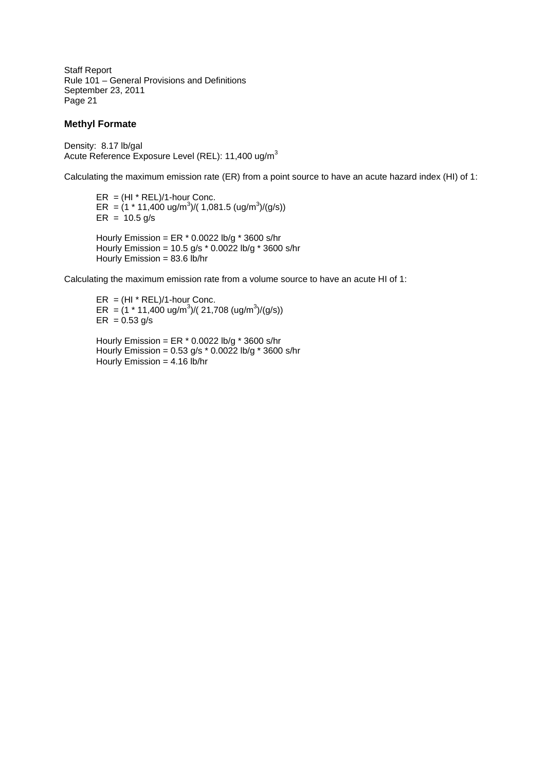## Methyl Formate

Density: 8.17 lb/gal
Acute Reference Exposure Level (REL): 11,400 ug/m$^3$

Calculating the maximum emission rate (ER) from a point source to have an acute hazard index (HI) of 1:

ER = (HI * REL)/1-hour Conc.
ER = (1 * 11,400 ug/m$^3$)/( 1,081.5 (ug/m$^3$)/(g/s))
ER = 10.5 g/s

Hourly Emission = ER * 0.0022 lb/g * 3600 s/hr
Hourly Emission = 10.5 g/s * 0.0022 lb/g * 3600 s/hr
Hourly Emission = 83.6 lb/hr

Calculating the maximum emission rate from a volume source to have an acute HI of 1:

ER = (HI * REL)/1-hour Conc.
ER = (1 * 11,400 ug/m$^3$)/( 21,708 (ug/m$^3$)/(g/s))
ER = 0.53 g/s

Hourly Emission = ER * 0.0022 lb/g * 3600 s/hr
Hourly Emission = 0.53 g/s * 0.0022 lb/g * 3600 s/hr
Hourly Emission = 4.16 lb/hr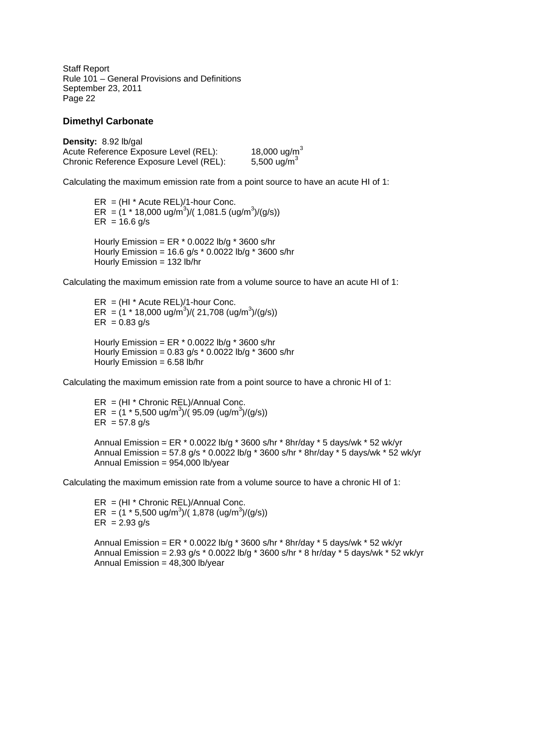## Dimethyl Carbonate

**Density:** 8.92 lb/gal
Acute Reference Exposure Level (REL): 18,000 ug/m$^3$
Chronic Reference Exposure Level (REL): 5,500 ug/m$^3$

Calculating the maximum emission rate from a point source to have an acute HI of 1:

> ER = (HI * Acute REL)/1-hour Conc.
> ER = (1 * 18,000 ug/m$^3$)/( 1,081.5 (ug/m$^3$)/(g/s))
> ER = 16.6 g/s
>
> Hourly Emission = ER * 0.0022 lb/g * 3600 s/hr
> Hourly Emission = 16.6 g/s * 0.0022 lb/g * 3600 s/hr
> Hourly Emission = 132 lb/hr

Calculating the maximum emission rate from a volume source to have an acute HI of 1:

> ER = (HI * Acute REL)/1-hour Conc.
> ER = (1 * 18,000 ug/m$^3$)/( 21,708 (ug/m$^3$)/(g/s))
> ER = 0.83 g/s
>
> Hourly Emission = ER * 0.0022 lb/g * 3600 s/hr
> Hourly Emission = 0.83 g/s * 0.0022 lb/g * 3600 s/hr
> Hourly Emission = 6.58 lb/hr

Calculating the maximum emission rate from a point source to have a chronic HI of 1:

> ER = (HI * Chronic REL)/Annual Conc.
> ER = (1 * 5,500 ug/m$^3$)/( 95.09 (ug/m$^3$)/(g/s))
> ER = 57.8 g/s
>
> Annual Emission = ER * 0.0022 lb/g * 3600 s/hr * 8hr/day * 5 days/wk * 52 wk/yr
> Annual Emission = 57.8 g/s * 0.0022 lb/g * 3600 s/hr * 8hr/day * 5 days/wk * 52 wk/yr
> Annual Emission = 954,000 lb/year

Calculating the maximum emission rate from a volume source to have a chronic HI of 1:

> ER = (HI * Chronic REL)/Annual Conc.
> ER = (1 * 5,500 ug/m$^3$)/( 1,878 (ug/m$^3$)/(g/s))
> ER = 2.93 g/s
>
> Annual Emission = ER * 0.0022 lb/g * 3600 s/hr * 8hr/day * 5 days/wk * 52 wk/yr
> Annual Emission = 2.93 g/s * 0.0022 lb/g * 3600 s/hr * 8 hr/day * 5 days/wk * 52 wk/yr
> Annual Emission = 48,300 lb/year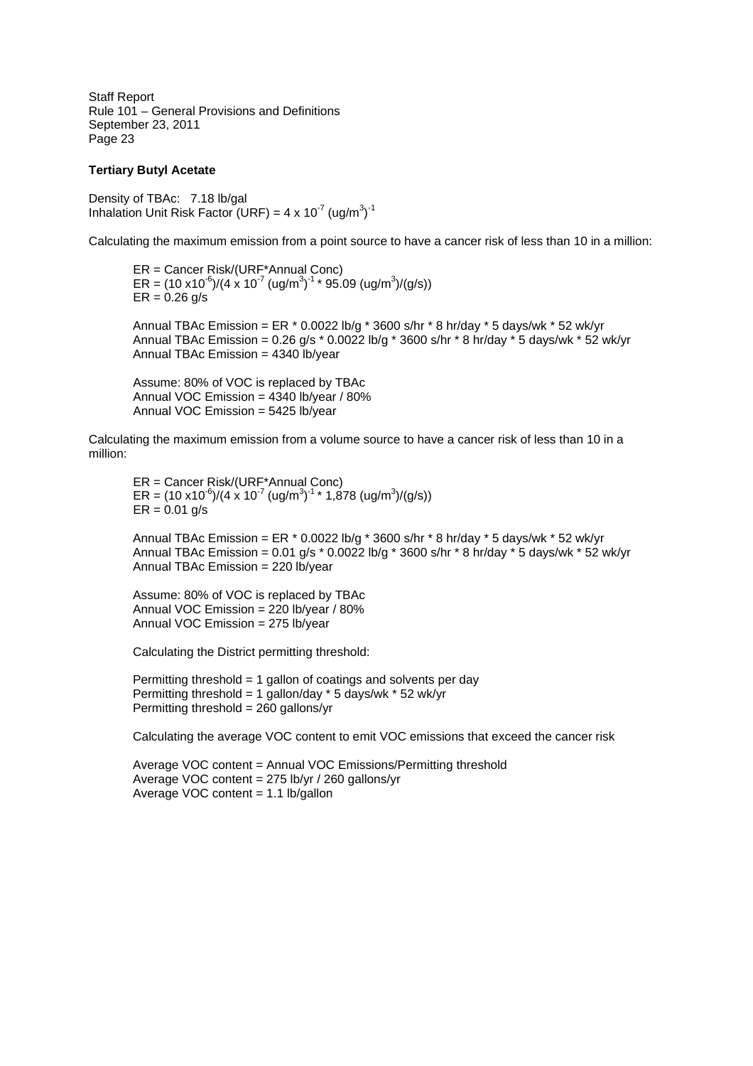**Tertiary Butyl Acetate**

Density of TBAc: 7.18 lb/gal
Inhalation Unit Risk Factor (URF) = $4 \times 10^{-7}$ $(ug/m^3)^{-1}$

Calculating the maximum emission from a point source to have a cancer risk of less than 10 in a million:

ER = Cancer Risk/(URF*Annual Conc)
ER = $(10 \times 10^{-6})/(4 \times 10^{-7} (ug/m^3)^{-1} * 95.09 (ug/m^3)/(g/s))$
ER = 0.26 g/s

Annual TBAc Emission = ER * 0.0022 lb/g * 3600 s/hr * 8 hr/day * 5 days/wk * 52 wk/yr
Annual TBAc Emission = 0.26 g/s * 0.0022 lb/g * 3600 s/hr * 8 hr/day * 5 days/wk * 52 wk/yr
Annual TBAc Emission = 4340 lb/year

Assume: 80% of VOC is replaced by TBAc
Annual VOC Emission = 4340 lb/year / 80%
Annual VOC Emission = 5425 lb/year

Calculating the maximum emission from a volume source to have a cancer risk of less than 10 in a million:

ER = Cancer Risk/(URF*Annual Conc)
ER = $(10 \times 10^{-6})/(4 \times 10^{-7} (ug/m^3)^{-1} * 1{,}878 (ug/m^3)/(g/s))$
ER = 0.01 g/s

Annual TBAc Emission = ER * 0.0022 lb/g * 3600 s/hr * 8 hr/day * 5 days/wk * 52 wk/yr
Annual TBAc Emission = 0.01 g/s * 0.0022 lb/g * 3600 s/hr * 8 hr/day * 5 days/wk * 52 wk/yr
Annual TBAc Emission = 220 lb/year

Assume: 80% of VOC is replaced by TBAc
Annual VOC Emission = 220 lb/year / 80%
Annual VOC Emission = 275 lb/year

Calculating the District permitting threshold:

Permitting threshold = 1 gallon of coatings and solvents per day
Permitting threshold = 1 gallon/day * 5 days/wk * 52 wk/yr
Permitting threshold = 260 gallons/yr

Calculating the average VOC content to emit VOC emissions that exceed the cancer risk

Average VOC content = Annual VOC Emissions/Permitting threshold
Average VOC content = 275 lb/yr / 260 gallons/yr
Average VOC content = 1.1 lb/gallon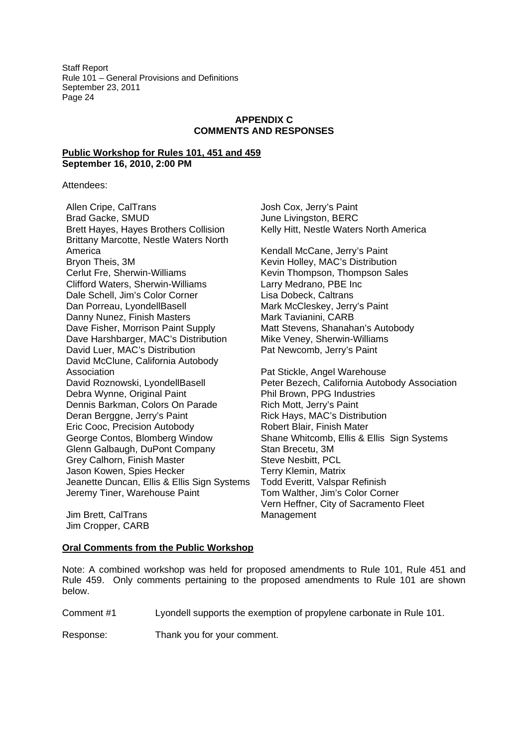## APPENDIX C
## COMMENTS AND RESPONSES

**Public Workshop for Rules 101, 451 and 459**
**September 16, 2010, 2:00 PM**

Attendees:

Allen Cripe, CalTrans
Brad Gacke, SMUD
Brett Hayes, Hayes Brothers Collision
Brittany Marcotte, Nestle Waters North America
Bryon Theis, 3M
Cerlut Fre, Sherwin-Williams
Clifford Waters, Sherwin-Williams
Dale Schell, Jim's Color Corner
Dan Porreau, LyondellBasell
Danny Nunez, Finish Masters
Dave Fisher, Morrison Paint Supply
Dave Harshbarger, MAC's Distribution
David Luer, MAC's Distribution
David McClune, California Autobody Association
David Roznowski, LyondellBasell
Debra Wynne, Original Paint
Dennis Barkman, Colors On Parade
Deran Berggne, Jerry's Paint
Eric Cooc, Precision Autobody
George Contos, Blomberg Window
Glenn Galbaugh, DuPont Company
Grey Calhorn, Finish Master
Jason Kowen, Spies Hecker
Jeanette Duncan, Ellis & Ellis Sign Systems
Jeremy Tiner, Warehouse Paint
Jim Brett, CalTrans
Jim Cropper, CARB
Josh Cox, Jerry's Paint
June Livingston, BERC
Kelly Hitt, Nestle Waters North America
Kendall McCane, Jerry's Paint
Kevin Holley, MAC's Distribution
Kevin Thompson, Thompson Sales
Larry Medrano, PBE Inc
Lisa Dobeck, Caltrans
Mark McCleskey, Jerry's Paint
Mark Tavianini, CARB
Matt Stevens, Shanahan's Autobody
Mike Veney, Sherwin-Williams
Pat Newcomb, Jerry's Paint
Pat Stickle, Angel Warehouse
Peter Bezech, California Autobody Association
Phil Brown, PPG Industries
Rich Mott, Jerry's Paint
Rick Hays, MAC's Distribution
Robert Blair, Finish Mater
Shane Whitcomb, Ellis & Ellis Sign Systems
Stan Brecetu, 3M
Steve Nesbitt, PCL
Terry Klemin, Matrix
Todd Everitt, Valspar Refinish
Tom Walther, Jim's Color Corner
Vern Heffner, City of Sacramento Fleet Management

**Oral Comments from the Public Workshop**

Note: A combined workshop was held for proposed amendments to Rule 101, Rule 451 and Rule 459. Only comments pertaining to the proposed amendments to Rule 101 are shown below.

Comment #1 Lyondell supports the exemption of propylene carbonate in Rule 101.

Response: Thank you for your comment.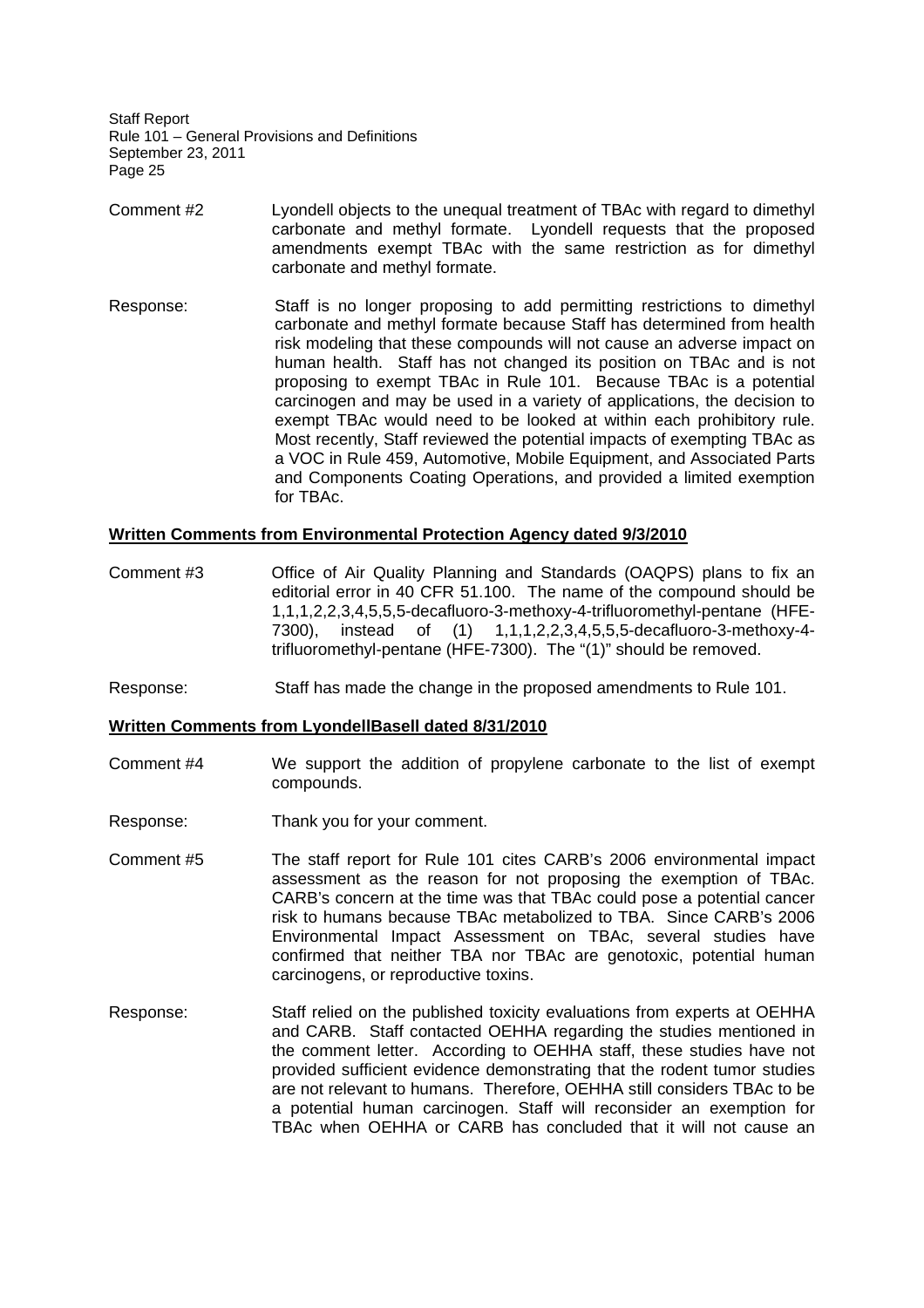Comment #2 Lyondell objects to the unequal treatment of TBAc with regard to dimethyl carbonate and methyl formate. Lyondell requests that the proposed amendments exempt TBAc with the same restriction as for dimethyl carbonate and methyl formate.

Response: Staff is no longer proposing to add permitting restrictions to dimethyl carbonate and methyl formate because Staff has determined from health risk modeling that these compounds will not cause an adverse impact on human health. Staff has not changed its position on TBAc and is not proposing to exempt TBAc in Rule 101. Because TBAc is a potential carcinogen and may be used in a variety of applications, the decision to exempt TBAc would need to be looked at within each prohibitory rule. Most recently, Staff reviewed the potential impacts of exempting TBAc as a VOC in Rule 459, Automotive, Mobile Equipment, and Associated Parts and Components Coating Operations, and provided a limited exemption for TBAc.

**Written Comments from Environmental Protection Agency dated 9/3/2010**

Comment #3 Office of Air Quality Planning and Standards (OAQPS) plans to fix an editorial error in 40 CFR 51.100. The name of the compound should be 1,1,1,2,2,3,4,5,5,5-decafluoro-3-methoxy-4-trifluoromethyl-pentane (HFE-7300), instead of (1) 1,1,1,2,2,3,4,5,5,5-decafluoro-3-methoxy-4-trifluoromethyl-pentane (HFE-7300). The "(1)" should be removed.

Response: Staff has made the change in the proposed amendments to Rule 101.

**Written Comments from LyondellBasell dated 8/31/2010**

Comment #4 We support the addition of propylene carbonate to the list of exempt compounds.

Response: Thank you for your comment.

Comment #5 The staff report for Rule 101 cites CARB's 2006 environmental impact assessment as the reason for not proposing the exemption of TBAc. CARB's concern at the time was that TBAc could pose a potential cancer risk to humans because TBAc metabolized to TBA. Since CARB's 2006 Environmental Impact Assessment on TBAc, several studies have confirmed that neither TBA nor TBAc are genotoxic, potential human carcinogens, or reproductive toxins.

Response: Staff relied on the published toxicity evaluations from experts at OEHHA and CARB. Staff contacted OEHHA regarding the studies mentioned in the comment letter. According to OEHHA staff, these studies have not provided sufficient evidence demonstrating that the rodent tumor studies are not relevant to humans. Therefore, OEHHA still considers TBAc to be a potential human carcinogen. Staff will reconsider an exemption for TBAc when OEHHA or CARB has concluded that it will not cause an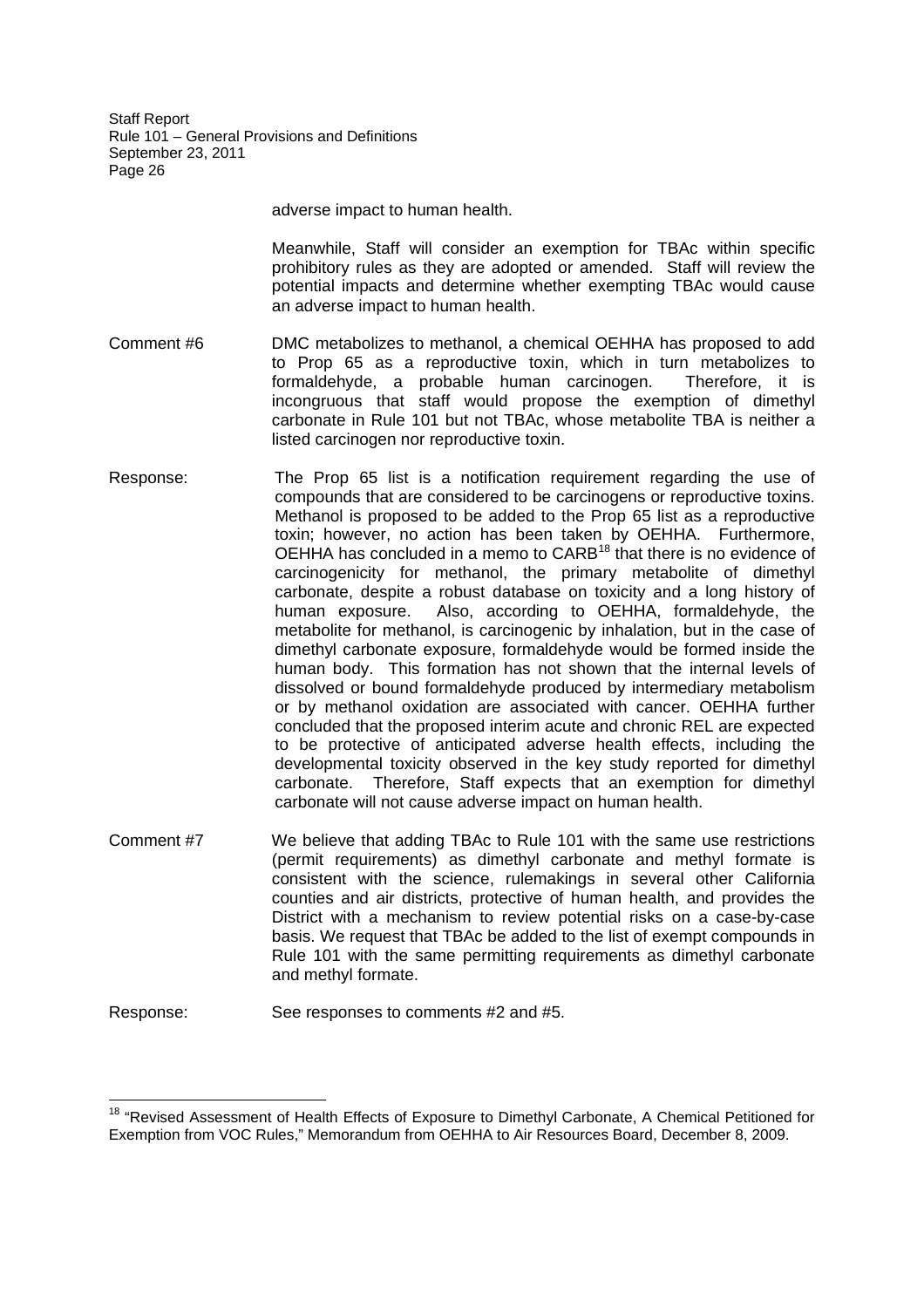adverse impact to human health.

Meanwhile, Staff will consider an exemption for TBAc within specific prohibitory rules as they are adopted or amended. Staff will review the potential impacts and determine whether exempting TBAc would cause an adverse impact to human health.

Comment #6 DMC metabolizes to methanol, a chemical OEHHA has proposed to add to Prop 65 as a reproductive toxin, which in turn metabolizes to formaldehyde, a probable human carcinogen. Therefore, it is incongruous that staff would propose the exemption of dimethyl carbonate in Rule 101 but not TBAc, whose metabolite TBA is neither a listed carcinogen nor reproductive toxin.

Response: The Prop 65 list is a notification requirement regarding the use of compounds that are considered to be carcinogens or reproductive toxins. Methanol is proposed to be added to the Prop 65 list as a reproductive toxin; however, no action has been taken by OEHHA. Furthermore, OEHHA has concluded in a memo to CARB[18] that there is no evidence of carcinogenicity for methanol, the primary metabolite of dimethyl carbonate, despite a robust database on toxicity and a long history of human exposure. Also, according to OEHHA, formaldehyde, the metabolite for methanol, is carcinogenic by inhalation, but in the case of dimethyl carbonate exposure, formaldehyde would be formed inside the human body. This formation has not shown that the internal levels of dissolved or bound formaldehyde produced by intermediary metabolism or by methanol oxidation are associated with cancer. OEHHA further concluded that the proposed interim acute and chronic REL are expected to be protective of anticipated adverse health effects, including the developmental toxicity observed in the key study reported for dimethyl carbonate. Therefore, Staff expects that an exemption for dimethyl carbonate will not cause adverse impact on human health.

Comment #7 We believe that adding TBAc to Rule 101 with the same use restrictions (permit requirements) as dimethyl carbonate and methyl formate is consistent with the science, rulemakings in several other California counties and air districts, protective of human health, and provides the District with a mechanism to review potential risks on a case-by-case basis. We request that TBAc be added to the list of exempt compounds in Rule 101 with the same permitting requirements as dimethyl carbonate and methyl formate.

Response: See responses to comments #2 and #5.

---

[18] "Revised Assessment of Health Effects of Exposure to Dimethyl Carbonate, A Chemical Petitioned for Exemption from VOC Rules," Memorandum from OEHHA to Air Resources Board, December 8, 2009.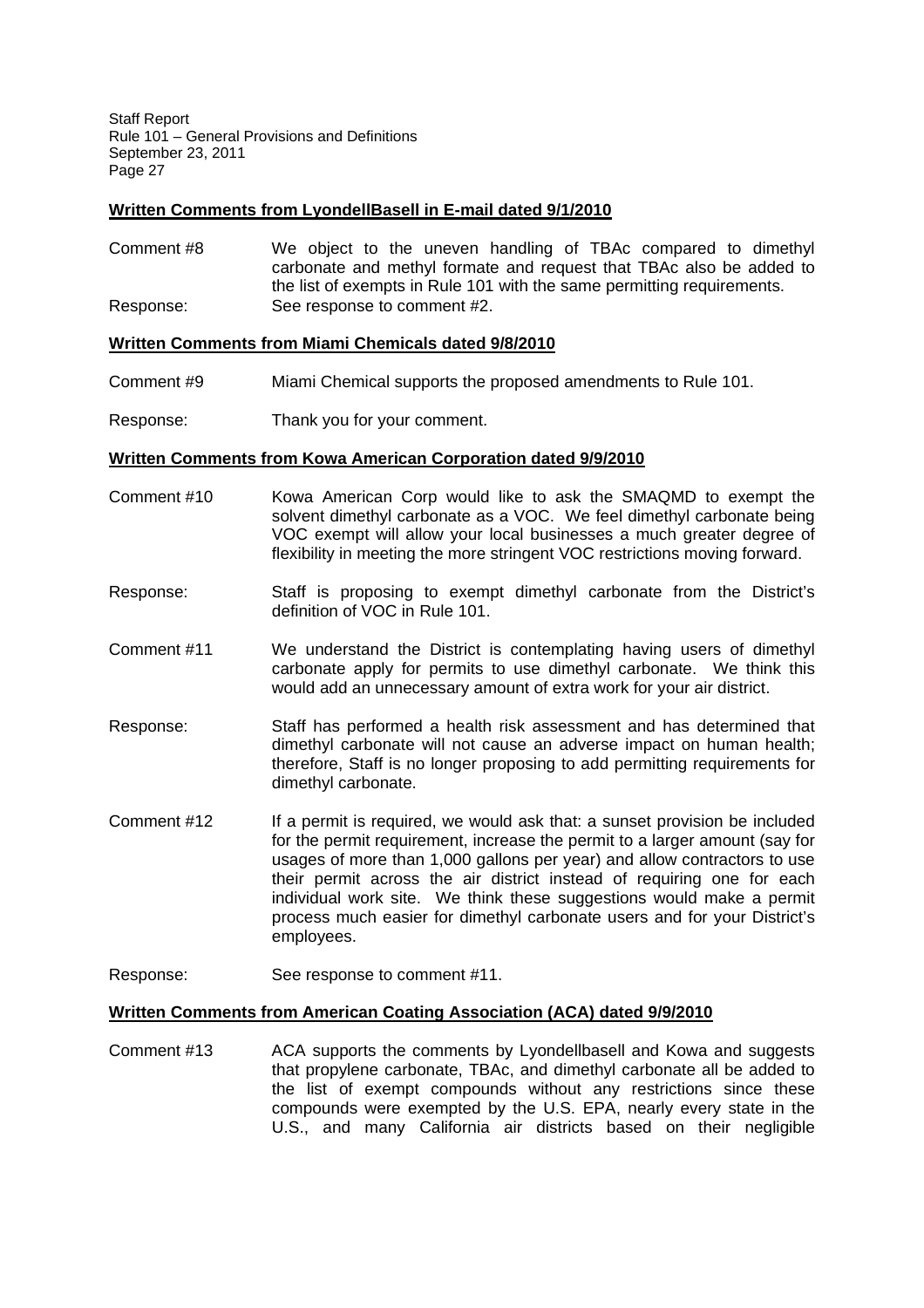**Written Comments from LyondellBasell in E-mail dated 9/1/2010**

Comment #8 We object to the uneven handling of TBAc compared to dimethyl carbonate and methyl formate and request that TBAc also be added to the list of exempts in Rule 101 with the same permitting requirements.

Response: See response to comment #2.

**Written Comments from Miami Chemicals dated 9/8/2010**

Comment #9 Miami Chemical supports the proposed amendments to Rule 101.

Response: Thank you for your comment.

**Written Comments from Kowa American Corporation dated 9/9/2010**

Comment #10 Kowa American Corp would like to ask the SMAQMD to exempt the solvent dimethyl carbonate as a VOC. We feel dimethyl carbonate being VOC exempt will allow your local businesses a much greater degree of flexibility in meeting the more stringent VOC restrictions moving forward.

Response: Staff is proposing to exempt dimethyl carbonate from the District's definition of VOC in Rule 101.

Comment #11 We understand the District is contemplating having users of dimethyl carbonate apply for permits to use dimethyl carbonate. We think this would add an unnecessary amount of extra work for your air district.

Response: Staff has performed a health risk assessment and has determined that dimethyl carbonate will not cause an adverse impact on human health; therefore, Staff is no longer proposing to add permitting requirements for dimethyl carbonate.

Comment #12 If a permit is required, we would ask that: a sunset provision be included for the permit requirement, increase the permit to a larger amount (say for usages of more than 1,000 gallons per year) and allow contractors to use their permit across the air district instead of requiring one for each individual work site. We think these suggestions would make a permit process much easier for dimethyl carbonate users and for your District's employees.

Response: See response to comment #11.

**Written Comments from American Coating Association (ACA) dated 9/9/2010**

Comment #13 ACA supports the comments by Lyondellbasell and Kowa and suggests that propylene carbonate, TBAc, and dimethyl carbonate all be added to the list of exempt compounds without any restrictions since these compounds were exempted by the U.S. EPA, nearly every state in the U.S., and many California air districts based on their negligible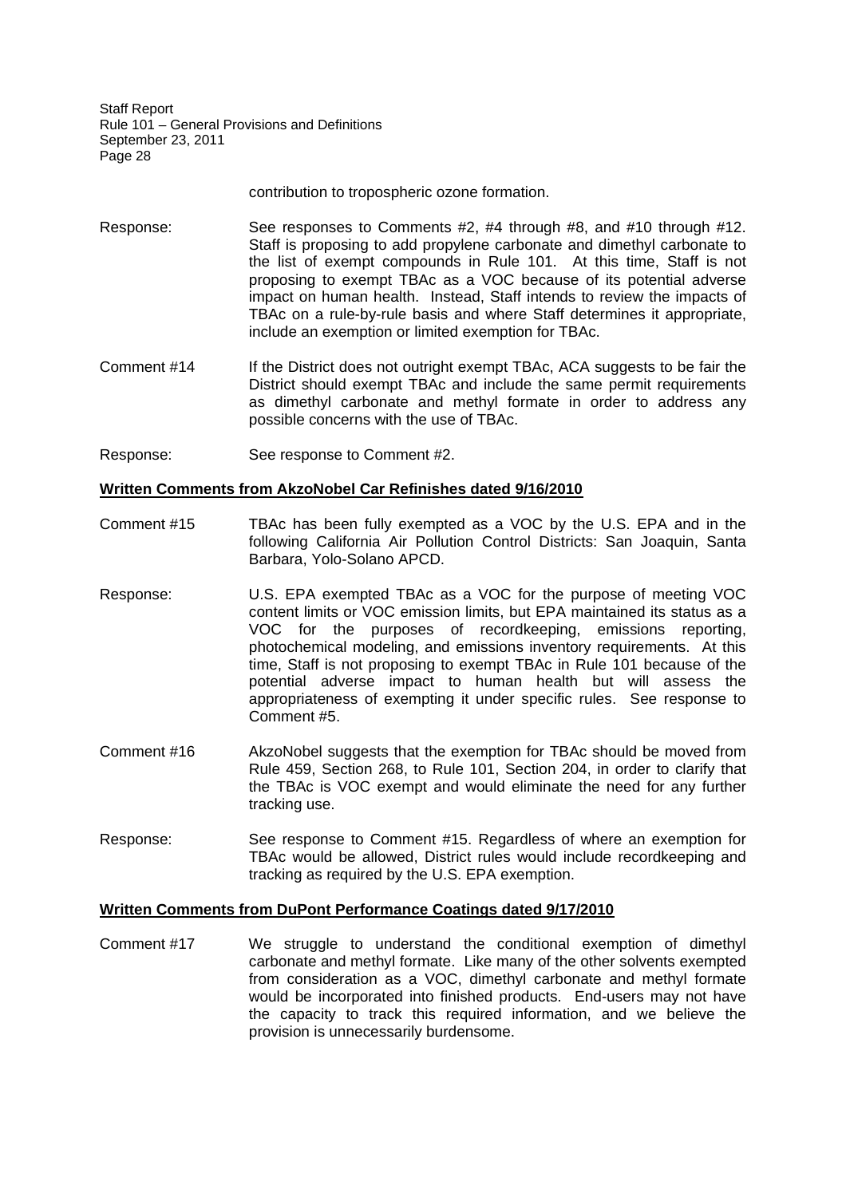contribution to tropospheric ozone formation.

Response: See responses to Comments #2, #4 through #8, and #10 through #12. Staff is proposing to add propylene carbonate and dimethyl carbonate to the list of exempt compounds in Rule 101. At this time, Staff is not proposing to exempt TBAc as a VOC because of its potential adverse impact on human health. Instead, Staff intends to review the impacts of TBAc on a rule-by-rule basis and where Staff determines it appropriate, include an exemption or limited exemption for TBAc.

Comment #14 If the District does not outright exempt TBAc, ACA suggests to be fair the District should exempt TBAc and include the same permit requirements as dimethyl carbonate and methyl formate in order to address any possible concerns with the use of TBAc.

Response: See response to Comment #2.

**Written Comments from AkzoNobel Car Refinishes dated 9/16/2010**

Comment #15 TBAc has been fully exempted as a VOC by the U.S. EPA and in the following California Air Pollution Control Districts: San Joaquin, Santa Barbara, Yolo-Solano APCD.

Response: U.S. EPA exempted TBAc as a VOC for the purpose of meeting VOC content limits or VOC emission limits, but EPA maintained its status as a VOC for the purposes of recordkeeping, emissions reporting, photochemical modeling, and emissions inventory requirements. At this time, Staff is not proposing to exempt TBAc in Rule 101 because of the potential adverse impact to human health but will assess the appropriateness of exempting it under specific rules. See response to Comment #5.

Comment #16 AkzoNobel suggests that the exemption for TBAc should be moved from Rule 459, Section 268, to Rule 101, Section 204, in order to clarify that the TBAc is VOC exempt and would eliminate the need for any further tracking use.

Response: See response to Comment #15. Regardless of where an exemption for TBAc would be allowed, District rules would include recordkeeping and tracking as required by the U.S. EPA exemption.

**Written Comments from DuPont Performance Coatings dated 9/17/2010**

Comment #17 We struggle to understand the conditional exemption of dimethyl carbonate and methyl formate. Like many of the other solvents exempted from consideration as a VOC, dimethyl carbonate and methyl formate would be incorporated into finished products. End-users may not have the capacity to track this required information, and we believe the provision is unnecessarily burdensome.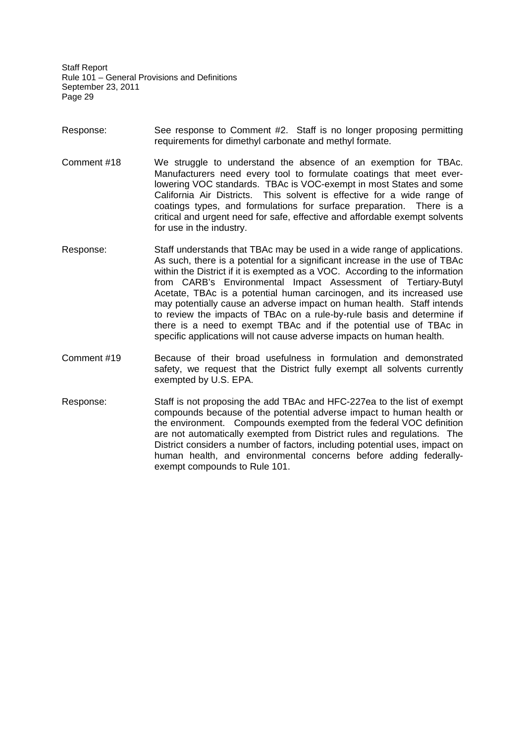Response: See response to Comment #2. Staff is no longer proposing permitting requirements for dimethyl carbonate and methyl formate.

Comment #18 We struggle to understand the absence of an exemption for TBAc. Manufacturers need every tool to formulate coatings that meet ever-lowering VOC standards. TBAc is VOC-exempt in most States and some California Air Districts. This solvent is effective for a wide range of coatings types, and formulations for surface preparation. There is a critical and urgent need for safe, effective and affordable exempt solvents for use in the industry.

Response: Staff understands that TBAc may be used in a wide range of applications. As such, there is a potential for a significant increase in the use of TBAc within the District if it is exempted as a VOC. According to the information from CARB's Environmental Impact Assessment of Tertiary-Butyl Acetate, TBAc is a potential human carcinogen, and its increased use may potentially cause an adverse impact on human health. Staff intends to review the impacts of TBAc on a rule-by-rule basis and determine if there is a need to exempt TBAc and if the potential use of TBAc in specific applications will not cause adverse impacts on human health.

Comment #19 Because of their broad usefulness in formulation and demonstrated safety, we request that the District fully exempt all solvents currently exempted by U.S. EPA.

Response: Staff is not proposing the add TBAc and HFC-227ea to the list of exempt compounds because of the potential adverse impact to human health or the environment. Compounds exempted from the federal VOC definition are not automatically exempted from District rules and regulations. The District considers a number of factors, including potential uses, impact on human health, and environmental concerns before adding federally-exempt compounds to Rule 101.